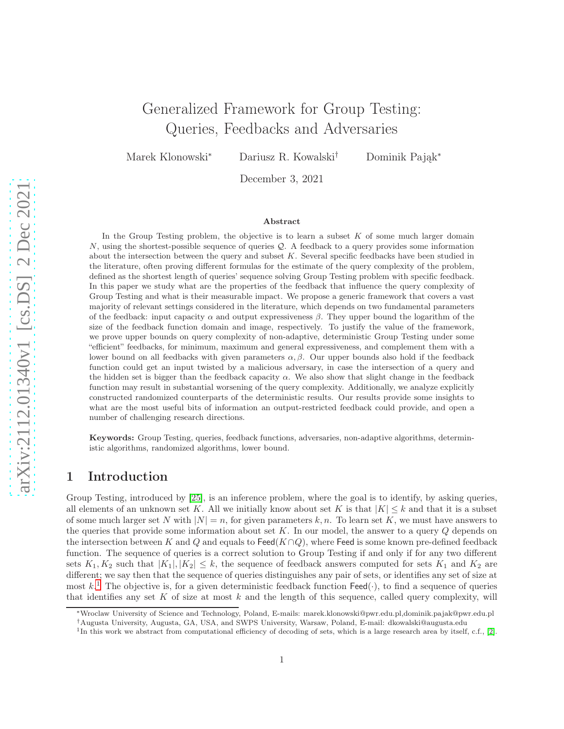# Generalized Framework for Group Testing: Queries, Feedbacks and Adversaries

Marek Klonowski* Dariusz R. Kowalski† Dominik Pająk*

December 3, 2021

### Abstract

In the Group Testing problem, the objective is to learn a subset $K$ of some much larger domain $N$, using the shortest-possible sequence of queries $\mathcal{Q}$. A feedback to a query provides some information about the intersection between the query and subset $K$. Several specific feedbacks have been studied in the literature, often proving different formulas for the estimate of the query complexity of the problem, defined as the shortest length of queries' sequence solving Group Testing problem with specific feedback. In this paper we study what are the properties of the feedback that influence the query complexity of Group Testing and what is their measurable impact. We propose a generic framework that covers a vast majority of relevant settings considered in the literature, which depends on two fundamental parameters of the feedback: input capacity $\alpha$ and output expressiveness $\beta$. They upper bound the logarithm of the size of the feedback function domain and image, respectively. To justify the value of the framework, we prove upper bounds on query complexity of non-adaptive, deterministic Group Testing under some "efficient" feedbacks, for minimum, maximum and general expressiveness, and complement them with a lower bound on all feedbacks with given parameters $\alpha, \beta$. Our upper bounds also hold if the feedback function could get an input twisted by a malicious adversary, in case the intersection of a query and the hidden set is bigger than the feedback capacity $\alpha$. We also show that slight change in the feedback function may result in substantial worsening of the query complexity. Additionally, we analyze explicitly constructed randomized counterparts of the deterministic results. Our results provide some insights to what are the most useful bits of information an output-restricted feedback could provide, and open a number of challenging research directions.

**Keywords:** Group Testing, queries, feedback functions, adversaries, non-adaptive algorithms, deterministic algorithms, randomized algorithms, lower bound.

## 1 Introduction

Group Testing, introduced by [25], is an inference problem, where the goal is to identify, by asking queries, all elements of an unknown set $K$. All we initially know about set $K$ is that $|K| \leq k$ and that it is a subset of some much larger set $N$ with $|N| = n$, for given parameters $k, n$. To learn set $K$, we must have answers to the queries that provide some information about set $K$. In our model, the answer to a query $Q$ depends on the intersection between $K$ and $Q$ and equals to $\mathsf{Feed}(K \cap Q)$, where $\mathsf{Feed}$ is some known pre-defined feedback function. The sequence of queries is a correct solution to Group Testing if and only if for any two different sets $K_1, K_2$ such that $|K_1|, |K_2| \leq k$, the sequence of feedback answers computed for sets $K_1$ and $K_2$ are different; we say then that the sequence of queries distinguishes any pair of sets, or identifies any set of size at most $k$.[1] The objective is, for a given deterministic feedback function $\mathsf{Feed}(\cdot)$, to find a sequence of queries that identifies any set $K$ of size at most $k$ and the length of this sequence, called query complexity, will

*Wroclaw University of Science and Technology, Poland, E-mails: marek.klonowski@pwr.edu.pl,dominik.pajak@pwr.edu.pl

†Augusta University, Augusta, GA, USA, and SWPS University, Warsaw, Poland, E-mail: dkowalski@augusta.edu

[1]In this work we abstract from computational efficiency of decoding of sets, which is a large research area by itself, c.f., [2].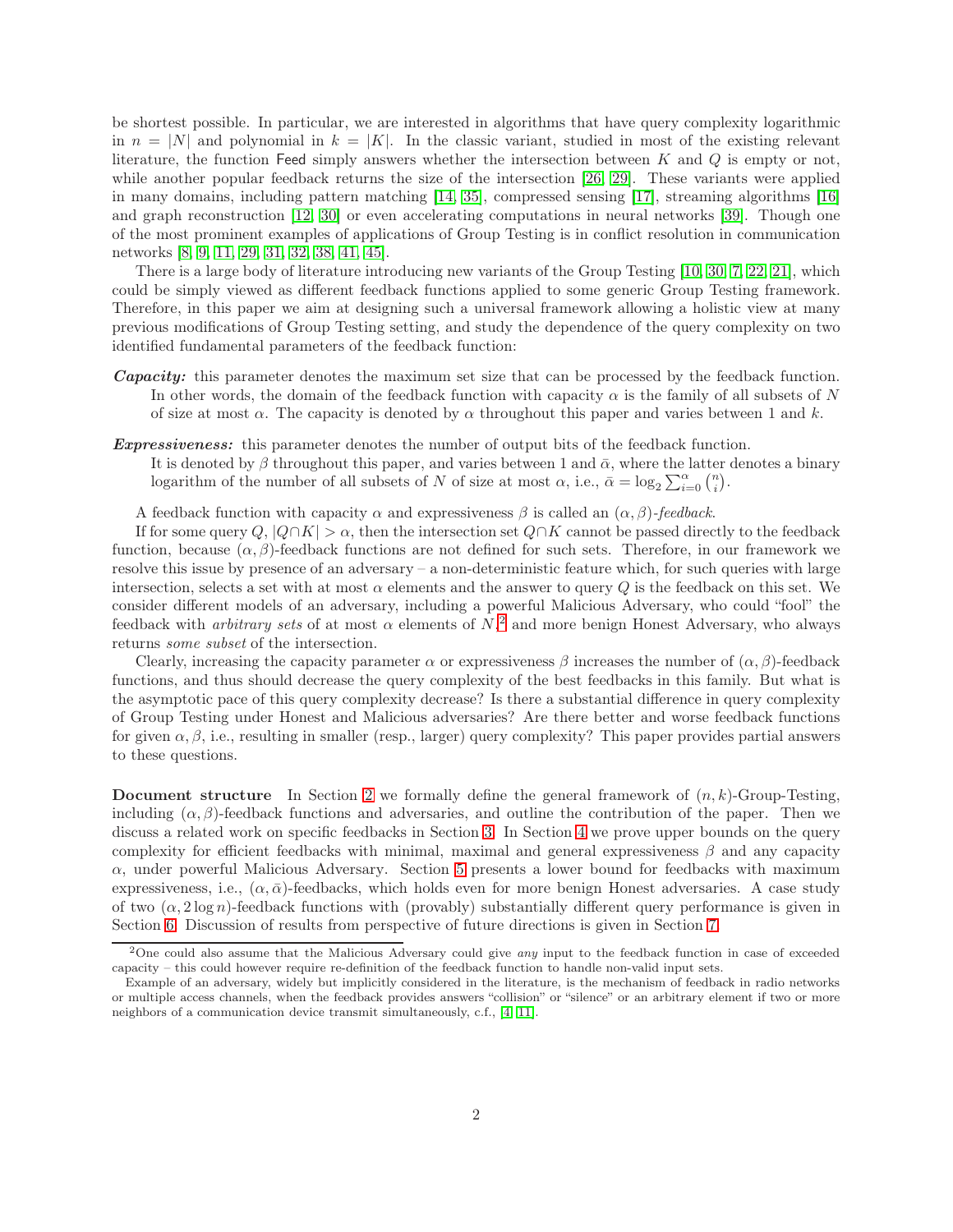be shortest possible. In particular, we are interested in algorithms that have query complexity logarithmic in $n = |N|$ and polynomial in $k = |K|$. In the classic variant, studied in most of the existing relevant literature, the function $\mathsf{Feed}$ simply answers whether the intersection between $K$ and $Q$ is empty or not, while another popular feedback returns the size of the intersection [26, 29]. These variants were applied in many domains, including pattern matching [14, 35], compressed sensing [17], streaming algorithms [16] and graph reconstruction [12, 30] or even accelerating computations in neural networks [39]. Though one of the most prominent examples of applications of Group Testing is in conflict resolution in communication networks [8, 9, 11, 29, 31, 32, 38, 41, 45].

There is a large body of literature introducing new variants of the Group Testing [10, 30, 7, 22, 21], which could be simply viewed as different feedback functions applied to some generic Group Testing framework. Therefore, in this paper we aim at designing such a universal framework allowing a holistic view at many previous modifications of Group Testing setting, and study the dependence of the query complexity on two identified fundamental parameters of the feedback function:

***Capacity:*** this parameter denotes the maximum set size that can be processed by the feedback function. In other words, the domain of the feedback function with capacity $\alpha$ is the family of all subsets of $N$ of size at most $\alpha$. The capacity is denoted by $\alpha$ throughout this paper and varies between 1 and $k$.

***Expressiveness:*** this parameter denotes the number of output bits of the feedback function. It is denoted by $\beta$ throughout this paper, and varies between 1 and $\bar{\alpha}$, where the latter denotes a binary logarithm of the number of all subsets of $N$ of size at most $\alpha$, i.e., $\bar{\alpha} = \log_2 \sum_{i=0}^{\alpha} \binom{n}{i}$.

A feedback function with capacity $\alpha$ and expressiveness $\beta$ is called an $(\alpha, \beta)$-*feedback*.

If for some query $Q$, $|Q \cap K| > \alpha$, then the intersection set $Q \cap K$ cannot be passed directly to the feedback function, because $(\alpha, \beta)$-feedback functions are not defined for such sets. Therefore, in our framework we resolve this issue by presence of an adversary – a non-deterministic feature which, for such queries with large intersection, selects a set with at most $\alpha$ elements and the answer to query $Q$ is the feedback on this set. We consider different models of an adversary, including a powerful Malicious Adversary, who could "fool" the feedback with *arbitrary sets* of at most $\alpha$ elements of $N$,[2] and more benign Honest Adversary, who always returns *some subset* of the intersection.

Clearly, increasing the capacity parameter $\alpha$ or expressiveness $\beta$ increases the number of $(\alpha, \beta)$-feedback functions, and thus should decrease the query complexity of the best feedbacks in this family. But what is the asymptotic pace of this query complexity decrease? Is there a substantial difference in query complexity of Group Testing under Honest and Malicious adversaries? Are there better and worse feedback functions for given $\alpha, \beta$, i.e., resulting in smaller (resp., larger) query complexity? This paper provides partial answers to these questions.

**Document structure** In Section 2 we formally define the general framework of $(n, k)$-Group-Testing, including $(\alpha, \beta)$-feedback functions and adversaries, and outline the contribution of the paper. Then we discuss a related work on specific feedbacks in Section 3. In Section 4 we prove upper bounds on the query complexity for efficient feedbacks with minimal, maximal and general expressiveness $\beta$ and any capacity $\alpha$, under powerful Malicious Adversary. Section 5 presents a lower bound for feedbacks with maximum expressiveness, i.e., $(\alpha, \bar{\alpha})$-feedbacks, which holds even for more benign Honest adversaries. A case study of two $(\alpha, 2\log n)$-feedback functions with (provably) substantially different query performance is given in Section 6. Discussion of results from perspective of future directions is given in Section 7.

[2] One could also assume that the Malicious Adversary could give *any* input to the feedback function in case of exceeded capacity – this could however require re-definition of the feedback function to handle non-valid input sets.

Example of an adversary, widely but implicitly considered in the literature, is the mechanism of feedback in radio networks or multiple access channels, when the feedback provides answers "collision" or "silence" or an arbitrary element if two or more neighbors of a communication device transmit simultaneously, c.f., [4, 11].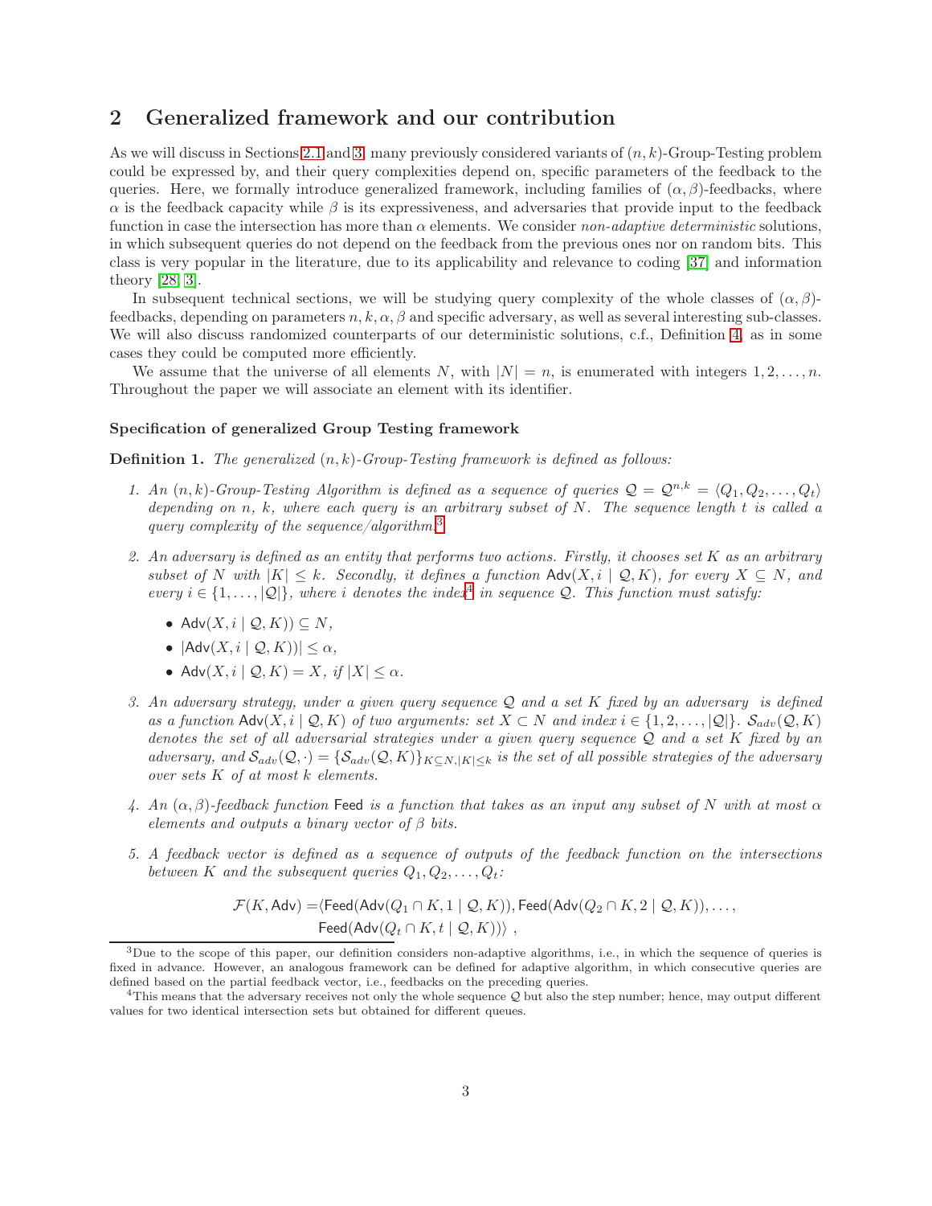# 2 Generalized framework and our contribution

As we will discuss in Sections 2.1 and 3, many previously considered variants of $(n, k)$-Group-Testing problem could be expressed by, and their query complexities depend on, specific parameters of the feedback to the queries. Here, we formally introduce generalized framework, including families of $(\alpha, \beta)$-feedbacks, where $\alpha$ is the feedback capacity while $\beta$ is its expressiveness, and adversaries that provide input to the feedback function in case the intersection has more than $\alpha$ elements. We consider *non-adaptive deterministic* solutions, in which subsequent queries do not depend on the feedback from the previous ones nor on random bits. This class is very popular in the literature, due to its applicability and relevance to coding [37] and information theory [28, 3].

In subsequent technical sections, we will be studying query complexity of the whole classes of $(\alpha, \beta)$-feedbacks, depending on parameters $n, k, \alpha, \beta$ and specific adversary, as well as several interesting sub-classes. We will also discuss randomized counterparts of our deterministic solutions, c.f., Definition 4, as in some cases they could be computed more efficiently.

We assume that the universe of all elements $N$, with $|N| = n$, is enumerated with integers $1, 2, \ldots, n$. Throughout the paper we will associate an element with its identifier.

### Specification of generalized Group Testing framework

**Definition 1.** *The generalized $(n, k)$-Group-Testing framework is defined as follows:*

1. *An $(n, k)$-Group-Testing Algorithm is defined as a sequence of queries $\mathcal{Q} = \mathcal{Q}^{n,k} = \langle Q_1, Q_2, \ldots, Q_t \rangle$ depending on $n$, $k$, where each query is an arbitrary subset of $N$. The sequence length $t$ is called a query complexity of the sequence/algorithm.*[3]

2. *An adversary is defined as an entity that performs two actions. Firstly, it chooses set $K$ as an arbitrary subset of $N$ with $|K| \leq k$. Secondly, it defines a function $\mathsf{Adv}(X, i \mid \mathcal{Q}, K)$, for every $X \subseteq N$, and every $i \in \{1, \ldots, |\mathcal{Q}|\}$, where $i$ denotes the index*[4] *in sequence $\mathcal{Q}$. This function must satisfy:*
   - $\mathsf{Adv}(X, i \mid \mathcal{Q}, K)) \subseteq N$,
   - $|\mathsf{Adv}(X, i \mid \mathcal{Q}, K))| \leq \alpha$,
   - $\mathsf{Adv}(X, i \mid \mathcal{Q}, K) = X$, *if* $|X| \leq \alpha$.

3. *An adversary strategy, under a given query sequence $\mathcal{Q}$ and a set $K$ fixed by an adversary is defined as a function $\mathsf{Adv}(X, i \mid \mathcal{Q}, K)$ of two arguments: set $X \subset N$ and index $i \in \{1, 2, \ldots, |\mathcal{Q}|\}$. $\mathcal{S}_{adv}(\mathcal{Q}, K)$ denotes the set of all adversarial strategies under a given query sequence $\mathcal{Q}$ and a set $K$ fixed by an adversary, and $\mathcal{S}_{adv}(\mathcal{Q}, \cdot) = \{\mathcal{S}_{adv}(\mathcal{Q}, K)\}_{K \subseteq N, |K| \leq k}$ is the set of all possible strategies of the adversary over sets $K$ of at most $k$ elements.*

4. *An $(\alpha, \beta)$-feedback function* $\mathsf{Feed}$ *is a function that takes as an input any subset of $N$ with at most $\alpha$ elements and outputs a binary vector of $\beta$ bits.*

5. *A feedback vector is defined as a sequence of outputs of the feedback function on the intersections between $K$ and the subsequent queries $Q_1, Q_2, \ldots, Q_t$:*

$$\mathcal{F}(K, \mathsf{Adv}) = \langle \mathsf{Feed}(\mathsf{Adv}(Q_1 \cap K, 1 \mid \mathcal{Q}, K)), \mathsf{Feed}(\mathsf{Adv}(Q_2 \cap K, 2 \mid \mathcal{Q}, K)), \ldots,$$
$$\mathsf{Feed}(\mathsf{Adv}(Q_t \cap K, t \mid \mathcal{Q}, K)) \rangle \ ,$$

---

[3] Due to the scope of this paper, our definition considers non-adaptive algorithms, i.e., in which the sequence of queries is fixed in advance. However, an analogous framework can be defined for adaptive algorithm, in which consecutive queries are defined based on the partial feedback vector, i.e., feedbacks on the preceding queries.

[4] This means that the adversary receives not only the whole sequence $\mathcal{Q}$ but also the step number; hence, may output different values for two identical intersection sets but obtained for different queues.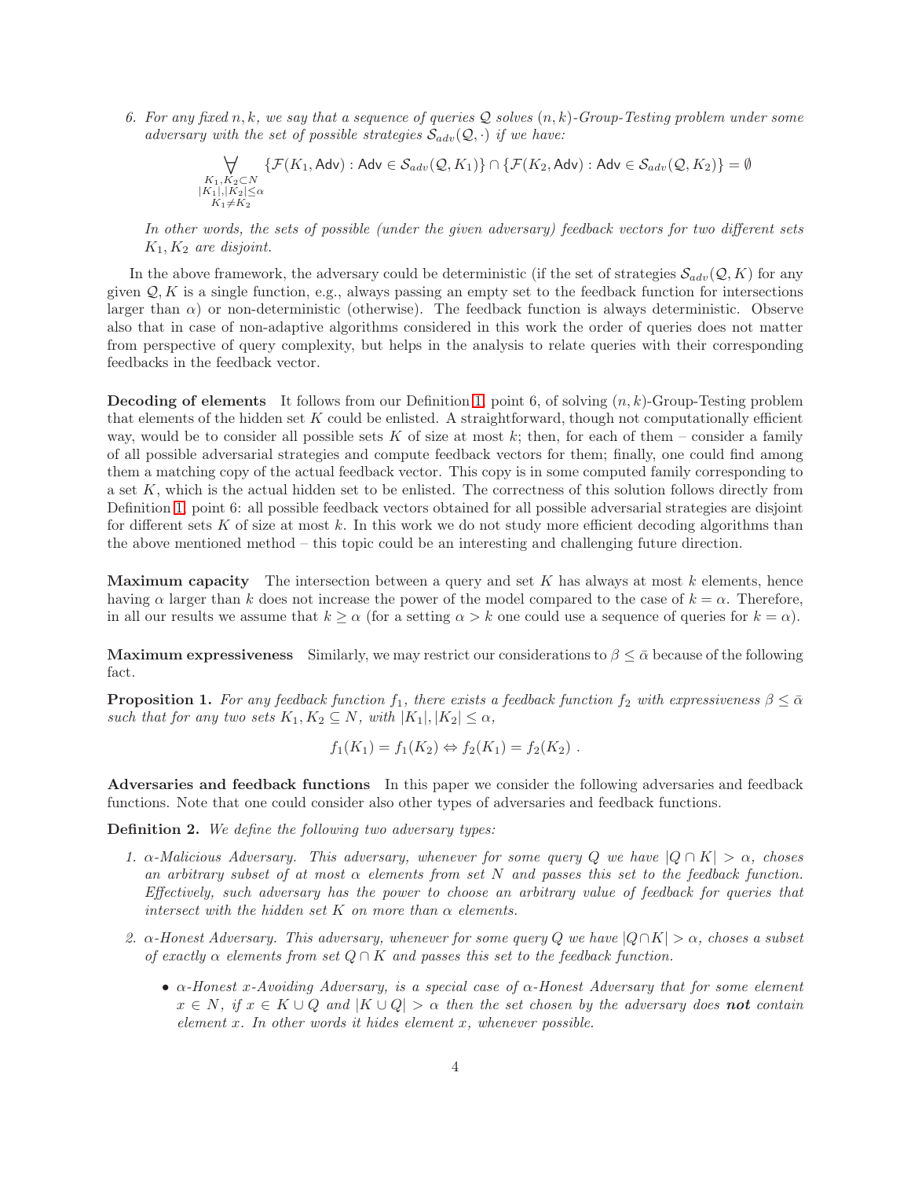6. *For any fixed $n, k$, we say that a sequence of queries $\mathcal{Q}$ solves $(n,k)$-Group-Testing problem under some adversary with the set of possible strategies $\mathcal{S}_{adv}(\mathcal{Q},\cdot)$ if we have:*

$$\forall_{\substack{K_1,K_2 \subset N \\ |K_1|,|K_2| \leq \alpha \\ K_1 \neq K_2}} \{\mathcal{F}(K_1, \mathsf{Adv}) : \mathsf{Adv} \in \mathcal{S}_{adv}(\mathcal{Q}, K_1)\} \cap \{\mathcal{F}(K_2, \mathsf{Adv}) : \mathsf{Adv} \in \mathcal{S}_{adv}(\mathcal{Q}, K_2)\} = \emptyset$$

*In other words, the sets of possible (under the given adversary) feedback vectors for two different sets $K_1, K_2$ are disjoint.*

In the above framework, the adversary could be deterministic (if the set of strategies $\mathcal{S}_{adv}(\mathcal{Q}, K)$ for any given $\mathcal{Q}, K$ is a single function, e.g., always passing an empty set to the feedback function for intersections larger than $\alpha$) or non-deterministic (otherwise). The feedback function is always deterministic. Observe also that in case of non-adaptive algorithms considered in this work the order of queries does not matter from perspective of query complexity, but helps in the analysis to relate queries with their corresponding feedbacks in the feedback vector.

**Decoding of elements** It follows from our Definition 1, point 6, of solving $(n,k)$-Group-Testing problem that elements of the hidden set $K$ could be enlisted. A straightforward, though not computationally efficient way, would be to consider all possible sets $K$ of size at most $k$; then, for each of them – consider a family of all possible adversarial strategies and compute feedback vectors for them; finally, one could find among them a matching copy of the actual feedback vector. This copy is in some computed family corresponding to a set $K$, which is the actual hidden set to be enlisted. The correctness of this solution follows directly from Definition 1, point 6: all possible feedback vectors obtained for all possible adversarial strategies are disjoint for different sets $K$ of size at most $k$. In this work we do not study more efficient decoding algorithms than the above mentioned method – this topic could be an interesting and challenging future direction.

**Maximum capacity** The intersection between a query and set $K$ has always at most $k$ elements, hence having $\alpha$ larger than $k$ does not increase the power of the model compared to the case of $k = \alpha$. Therefore, in all our results we assume that $k \geq \alpha$ (for a setting $\alpha > k$ one could use a sequence of queries for $k = \alpha$).

**Maximum expressiveness** Similarly, we may restrict our considerations to $\beta \leq \bar{\alpha}$ because of the following fact.

**Proposition 1.** *For any feedback function $f_1$, there exists a feedback function $f_2$ with expressiveness $\beta \leq \bar{\alpha}$ such that for any two sets $K_1, K_2 \subseteq N$, with $|K_1|, |K_2| \leq \alpha$,*

$$f_1(K_1) = f_1(K_2) \Leftrightarrow f_2(K_1) = f_2(K_2) \ .$$

**Adversaries and feedback functions** In this paper we consider the following adversaries and feedback functions. Note that one could consider also other types of adversaries and feedback functions.

**Definition 2.** *We define the following two adversary types:*

1. *$\alpha$-Malicious Adversary. This adversary, whenever for some query $Q$ we have $|Q \cap K| > \alpha$, choses an arbitrary subset of at most $\alpha$ elements from set $N$ and passes this set to the feedback function. Effectively, such adversary has the power to choose an arbitrary value of feedback for queries that intersect with the hidden set $K$ on more than $\alpha$ elements.*

2. *$\alpha$-Honest Adversary. This adversary, whenever for some query $Q$ we have $|Q \cap K| > \alpha$, choses a subset of exactly $\alpha$ elements from set $Q \cap K$ and passes this set to the feedback function.*

   - *$\alpha$-Honest $x$-Avoiding Adversary, is a special case of $\alpha$-Honest Adversary that for some element $x \in N$, if $x \in K \cup Q$ and $|K \cup Q| > \alpha$ then the set chosen by the adversary does **not** contain element $x$. In other words it hides element $x$, whenever possible.*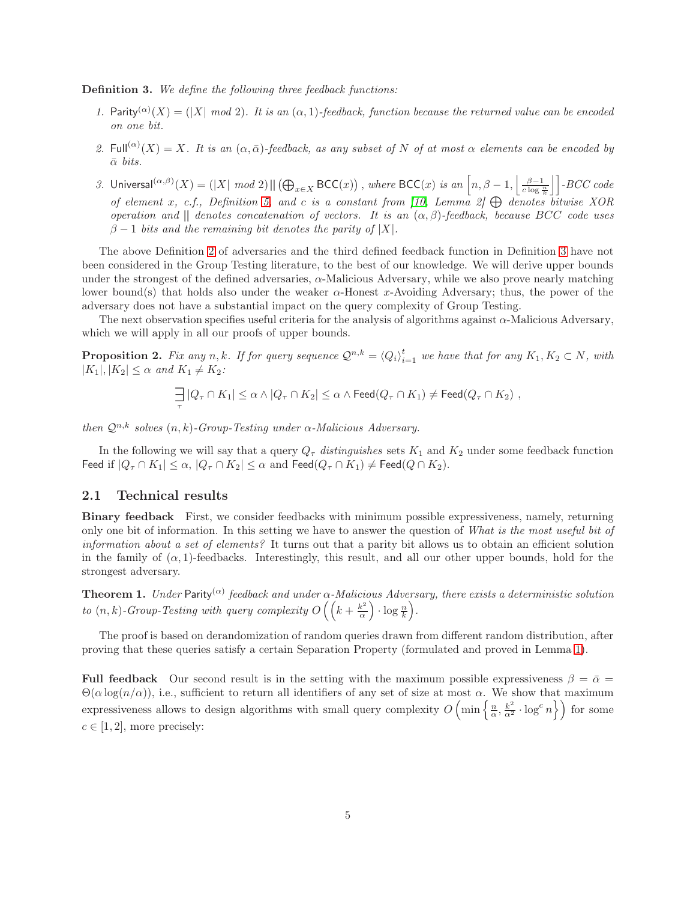**Definition 3.** *We define the following three feedback functions:*

1. $\mathsf{Parity}^{(\alpha)}(X) = (|X| \text{ mod } 2)$. *It is an $(\alpha, 1)$-feedback, function because the returned value can be encoded on one bit.*
2. $\mathsf{Full}^{(\alpha)}(X) = X$. *It is an $(\alpha, \bar{\alpha})$-feedback, as any subset of $N$ of at most $\alpha$ elements can be encoded by $\bar{\alpha}$ bits.*
3. $\mathsf{Universal}^{(\alpha,\beta)}(X) = (|X| \text{ mod } 2) \,||\, \left(\bigoplus_{x \in X} \mathsf{BCC}(x)\right)$ *, where $\mathsf{BCC}(x)$ is an $\left[n, \beta - 1, \left\lfloor \frac{\beta-1}{c \log \frac{n}{k}} \right\rfloor\right]$-BCC code of element $x$, c.f., Definition 5, and $c$ is a constant from [10, Lemma 2] $\bigoplus$ denotes bitwise XOR operation and $||$ denotes concatenation of vectors. It is an $(\alpha, \beta)$-feedback, because BCC code uses $\beta - 1$ bits and the remaining bit denotes the parity of $|X|$.*

The above Definition 2 of adversaries and the third defined feedback function in Definition 3 have not been considered in the Group Testing literature, to the best of our knowledge. We will derive upper bounds under the strongest of the defined adversaries, $\alpha$-Malicious Adversary, while we also prove nearly matching lower bound(s) that holds also under the weaker $\alpha$-Honest $x$-Avoiding Adversary; thus, the power of the adversary does not have a substantial impact on the query complexity of Group Testing.

The next observation specifies useful criteria for the analysis of algorithms against $\alpha$-Malicious Adversary, which we will apply in all our proofs of upper bounds.

**Proposition 2.** *Fix any $n, k$. If for query sequence $\mathcal{Q}^{n,k} = \langle Q_i \rangle_{i=1}^{t}$ we have that for any $K_1, K_2 \subset N$, with $|K_1|, |K_2| \leq \alpha$ and $K_1 \neq K_2$:*

$$\exists_{\tau} \, |Q_\tau \cap K_1| \leq \alpha \wedge |Q_\tau \cap K_2| \leq \alpha \wedge \mathsf{Feed}(Q_\tau \cap K_1) \neq \mathsf{Feed}(Q_\tau \cap K_2) \ ,$$

*then $\mathcal{Q}^{n,k}$ solves $(n, k)$-Group-Testing under $\alpha$-Malicious Adversary.*

In the following we will say that a query $Q_\tau$ *distinguishes* sets $K_1$ and $K_2$ under some feedback function $\mathsf{Feed}$ if $|Q_\tau \cap K_1| \leq \alpha$, $|Q_\tau \cap K_2| \leq \alpha$ and $\mathsf{Feed}(Q_\tau \cap K_1) \neq \mathsf{Feed}(Q \cap K_2)$.

## 2.1 Technical results

**Binary feedback** First, we consider feedbacks with minimum possible expressiveness, namely, returning only one bit of information. In this setting we have to answer the question of *What is the most useful bit of information about a set of elements?* It turns out that a parity bit allows us to obtain an efficient solution in the family of $(\alpha, 1)$-feedbacks. Interestingly, this result, and all our other upper bounds, hold for the strongest adversary.

**Theorem 1.** *Under $\mathsf{Parity}^{(\alpha)}$ feedback and under $\alpha$-Malicious Adversary, there exists a deterministic solution to $(n, k)$-Group-Testing with query complexity $O\left(\left(k + \frac{k^2}{\alpha}\right) \cdot \log \frac{n}{k}\right)$.*

The proof is based on derandomization of random queries drawn from different random distribution, after proving that these queries satisfy a certain Separation Property (formulated and proved in Lemma 1).

**Full feedback** Our second result is in the setting with the maximum possible expressiveness $\beta = \bar{\alpha} = \Theta(\alpha \log(n/\alpha))$, i.e., sufficient to return all identifiers of any set of size at most $\alpha$. We show that maximum expressiveness allows to design algorithms with small query complexity $O\left(\min\left\{\frac{n}{\alpha}, \frac{k^2}{\alpha^2} \cdot \log^c n\right\}\right)$ for some $c \in [1, 2]$, more precisely: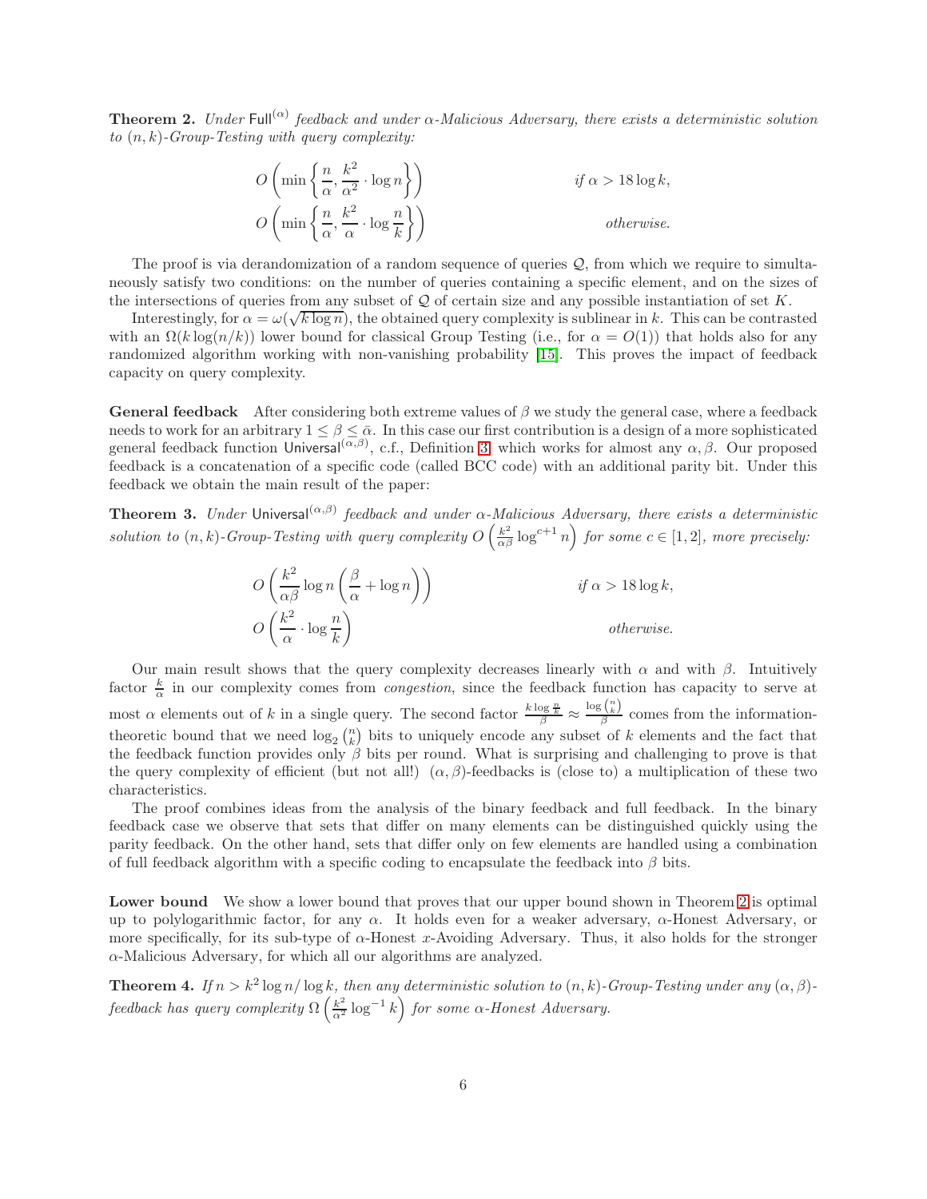**Theorem 2.** *Under* $\mathsf{Full}^{(\alpha)}$ *feedback and under* $\alpha$*-Malicious Adversary, there exists a deterministic solution to* $(n,k)$*-Group-Testing with query complexity:*

$$
\begin{aligned}
&O\left(\min\left\{\frac{n}{\alpha}, \frac{k^2}{\alpha^2}\cdot\log n\right\}\right) && \text{if } \alpha > 18\log k,\\
&O\left(\min\left\{\frac{n}{\alpha}, \frac{k^2}{\alpha}\cdot\log\frac{n}{k}\right\}\right) && \text{otherwise.}
\end{aligned}
$$

The proof is via derandomization of a random sequence of queries $\mathcal{Q}$, from which we require to simultaneously satisfy two conditions: on the number of queries containing a specific element, and on the sizes of the intersections of queries from any subset of $\mathcal{Q}$ of certain size and any possible instantiation of set $K$.

Interestingly, for $\alpha = \omega(\sqrt{k\log n})$, the obtained query complexity is sublinear in $k$. This can be contrasted with an $\Omega(k\log(n/k))$ lower bound for classical Group Testing (i.e., for $\alpha = O(1)$) that holds also for any randomized algorithm working with non-vanishing probability [15]. This proves the impact of feedback capacity on query complexity.

**General feedback** After considering both extreme values of $\beta$ we study the general case, where a feedback needs to work for an arbitrary $1 \le \beta \le \bar{\alpha}$. In this case our first contribution is a design of a more sophisticated general feedback function $\mathsf{Universal}^{(\alpha,\beta)}$, c.f., Definition 3, which works for almost any $\alpha,\beta$. Our proposed feedback is a concatenation of a specific code (called BCC code) with an additional parity bit. Under this feedback we obtain the main result of the paper:

**Theorem 3.** *Under* $\mathsf{Universal}^{(\alpha,\beta)}$ *feedback and under* $\alpha$*-Malicious Adversary, there exists a deterministic solution to* $(n,k)$*-Group-Testing with query complexity* $O\left(\frac{k^2}{\alpha\beta}\log^{c+1} n\right)$ *for some* $c \in [1,2]$*, more precisely:*

$$
\begin{aligned}
&O\left(\frac{k^2}{\alpha\beta}\log n\left(\frac{\beta}{\alpha}+\log n\right)\right) && \text{if } \alpha > 18\log k,\\
&O\left(\frac{k^2}{\alpha}\cdot\log\frac{n}{k}\right) && \text{otherwise.}
\end{aligned}
$$

Our main result shows that the query complexity decreases linearly with $\alpha$ and with $\beta$. Intuitively factor $\frac{k}{\alpha}$ in our complexity comes from *congestion*, since the feedback function has capacity to serve at most $\alpha$ elements out of $k$ in a single query. The second factor $\frac{k\log\frac{n}{k}}{\beta} \approx \frac{\log\binom{n}{k}}{\beta}$ comes from the information-theoretic bound that we need $\log_2\binom{n}{k}$ bits to uniquely encode any subset of $k$ elements and the fact that the feedback function provides only $\beta$ bits per round. What is surprising and challenging to prove is that the query complexity of efficient (but not all!) $(\alpha,\beta)$-feedbacks is (close to) a multiplication of these two characteristics.

The proof combines ideas from the analysis of the binary feedback and full feedback. In the binary feedback case we observe that sets that differ on many elements can be distinguished quickly using the parity feedback. On the other hand, sets that differ only on few elements are handled using a combination of full feedback algorithm with a specific coding to encapsulate the feedback into $\beta$ bits.

**Lower bound** We show a lower bound that proves that our upper bound shown in Theorem 2 is optimal up to polylogarithmic factor, for any $\alpha$. It holds even for a weaker adversary, $\alpha$-Honest Adversary, or more specifically, for its sub-type of $\alpha$-Honest $x$-Avoiding Adversary. Thus, it also holds for the stronger $\alpha$-Malicious Adversary, for which all our algorithms are analyzed.

**Theorem 4.** *If* $n > k^2\log n/\log k$*, then any deterministic solution to* $(n,k)$*-Group-Testing under any* $(\alpha,\beta)$*-feedback has query complexity* $\Omega\left(\frac{k^2}{\alpha^2}\log^{-1} k\right)$ *for some* $\alpha$*-Honest Adversary.*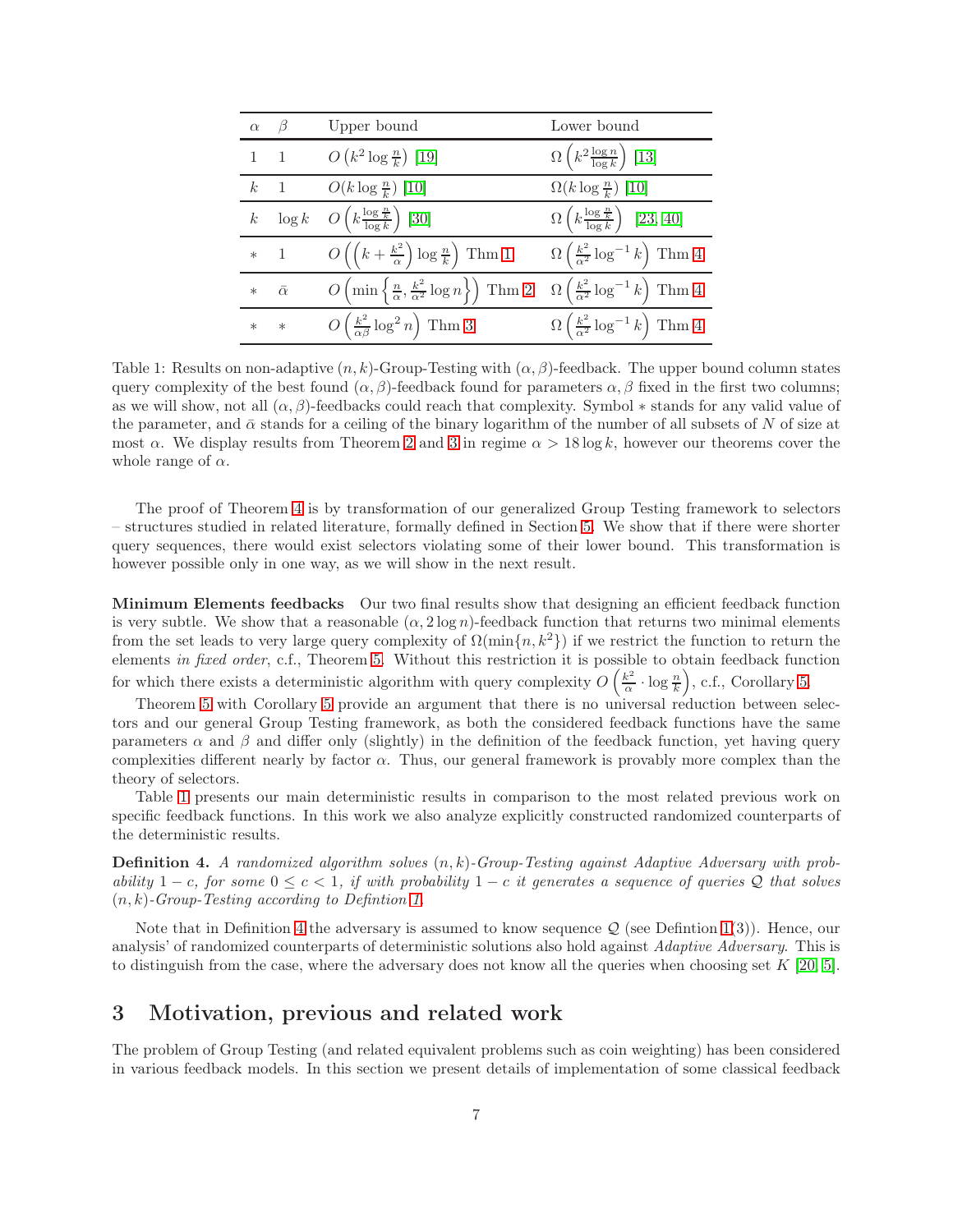| $\alpha$ | $\beta$ | Upper bound | Lower bound |
|---|---|---|---|
| 1 | 1 | $O\left(k^2 \log \frac{n}{k}\right)$ [19] | $\Omega\left(k^2 \frac{\log n}{\log k}\right)$ [13] |
| $k$ | 1 | $O(k \log \frac{n}{k})$ [10] | $\Omega(k \log \frac{n}{k})$ [10] |
| $k$ | $\log k$ | $O\left(k \frac{\log \frac{n}{k}}{\log k}\right)$ [30] | $\Omega\left(k \frac{\log \frac{n}{k}}{\log k}\right)$ [23, 40] |
| $*$ | 1 | $O\left(\left(k + \frac{k^2}{\alpha}\right) \log \frac{n}{k}\right)$ Thm 1 | $\Omega\left(\frac{k^2}{\alpha^2} \log^{-1} k\right)$ Thm 4 |
| $*$ | $\bar{\alpha}$ | $O\left(\min\left\{\frac{n}{\alpha}, \frac{k^2}{\alpha^2} \log n\right\}\right)$ Thm 2 | $\Omega\left(\frac{k^2}{\alpha^2} \log^{-1} k\right)$ Thm 4 |
| $*$ | $*$ | $O\left(\frac{k^2}{\alpha\beta} \log^2 n\right)$ Thm 3 | $\Omega\left(\frac{k^2}{\alpha^2} \log^{-1} k\right)$ Thm 4 |

Table 1: Results on non-adaptive $(n, k)$-Group-Testing with $(\alpha, \beta)$-feedback. The upper bound column states query complexity of the best found $(\alpha, \beta)$-feedback found for parameters $\alpha, \beta$ fixed in the first two columns; as we will show, not all $(\alpha, \beta)$-feedbacks could reach that complexity. Symbol $*$ stands for any valid value of the parameter, and $\bar{\alpha}$ stands for a ceiling of the binary logarithm of the number of all subsets of $N$ of size at most $\alpha$. We display results from Theorem 2 and 3 in regime $\alpha > 18 \log k$, however our theorems cover the whole range of $\alpha$.

The proof of Theorem 4 is by transformation of our generalized Group Testing framework to selectors – structures studied in related literature, formally defined in Section 5. We show that if there were shorter query sequences, there would exist selectors violating some of their lower bound. This transformation is however possible only in one way, as we will show in the next result.

**Minimum Elements feedbacks** Our two final results show that designing an efficient feedback function is very subtle. We show that a reasonable $(\alpha, 2\log n)$-feedback function that returns two minimal elements from the set leads to very large query complexity of $\Omega(\min\{n, k^2\})$ if we restrict the function to return the elements *in fixed order*, c.f., Theorem 5. Without this restriction it is possible to obtain feedback function for which there exists a deterministic algorithm with query complexity $O\left(\frac{k^2}{\alpha} \cdot \log \frac{n}{k}\right)$, c.f., Corollary 5.

Theorem 5 with Corollary 5 provide an argument that there is no universal reduction between selectors and our general Group Testing framework, as both the considered feedback functions have the same parameters $\alpha$ and $\beta$ and differ only (slightly) in the definition of the feedback function, yet having query complexities different nearly by factor $\alpha$. Thus, our general framework is provably more complex than the theory of selectors.

Table 1 presents our main deterministic results in comparison to the most related previous work on specific feedback functions. In this work we also analyze explicitly constructed randomized counterparts of the deterministic results.

**Definition 4.** *A randomized algorithm solves $(n, k)$-Group-Testing against Adaptive Adversary with probability $1 - c$, for some $0 \leq c < 1$, if with probability $1 - c$ it generates a sequence of queries $\mathcal{Q}$ that solves $(n, k)$-Group-Testing according to Defintion 1.*

Note that in Definition 4 the adversary is assumed to know sequence $\mathcal{Q}$ (see Defintion 1(3)). Hence, our analysis' of randomized counterparts of deterministic solutions also hold against *Adaptive Adversary*. This is to distinguish from the case, where the adversary does not know all the queries when choosing set $K$ [20, 5].

# 3 Motivation, previous and related work

The problem of Group Testing (and related equivalent problems such as coin weighting) has been considered in various feedback models. In this section we present details of implementation of some classical feedback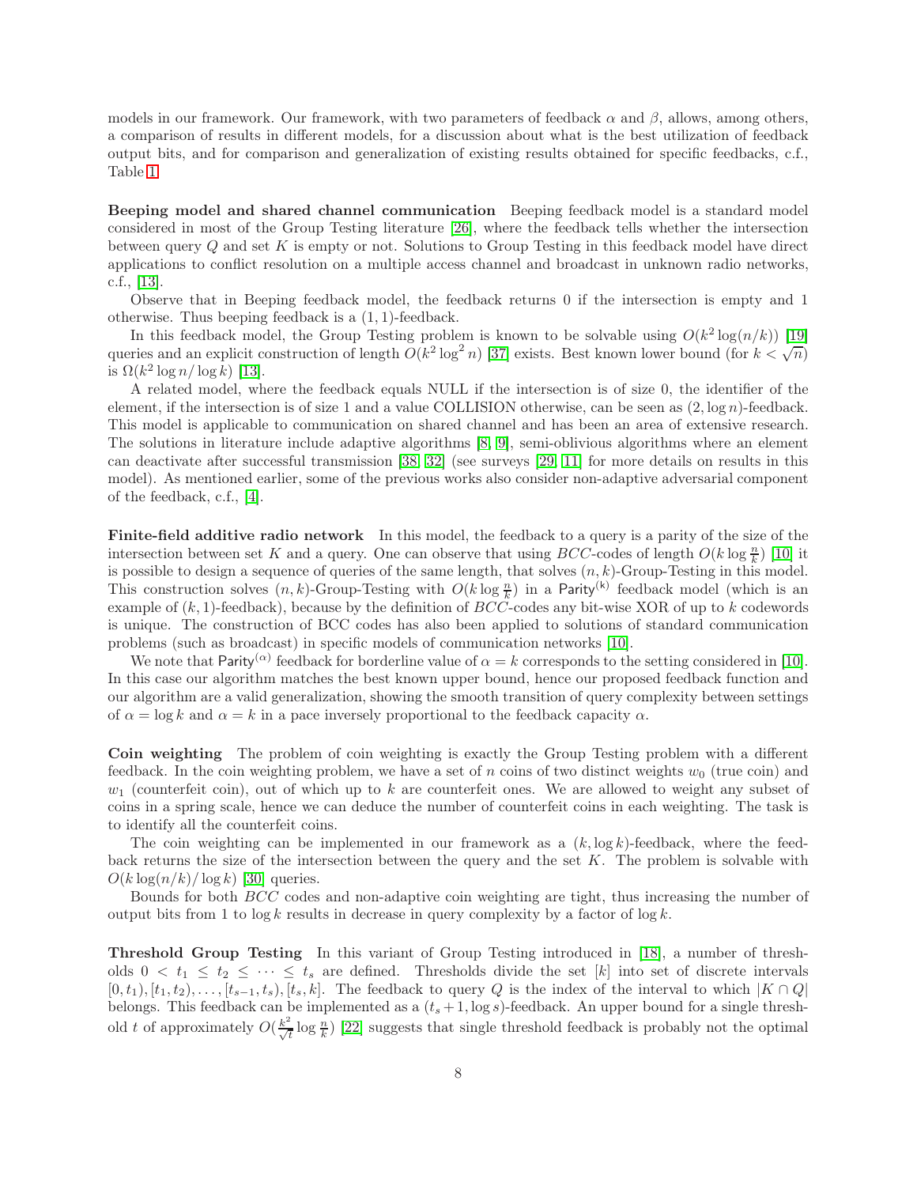models in our framework. Our framework, with two parameters of feedback $\alpha$ and $\beta$, allows, among others, a comparison of results in different models, for a discussion about what is the best utilization of feedback output bits, and for comparison and generalization of existing results obtained for specific feedbacks, c.f., Table 1.

**Beeping model and shared channel communication** Beeping feedback model is a standard model considered in most of the Group Testing literature [26], where the feedback tells whether the intersection between query $Q$ and set $K$ is empty or not. Solutions to Group Testing in this feedback model have direct applications to conflict resolution on a multiple access channel and broadcast in unknown radio networks, c.f., [13].

Observe that in Beeping feedback model, the feedback returns 0 if the intersection is empty and 1 otherwise. Thus beeping feedback is a $(1,1)$-feedback.

In this feedback model, the Group Testing problem is known to be solvable using $O(k^2 \log(n/k))$ [19] queries and an explicit construction of length $O(k^2 \log^2 n)$ [37] exists. Best known lower bound (for $k < \sqrt{n}$) is $\Omega(k^2 \log n / \log k)$ [13].

A related model, where the feedback equals NULL if the intersection is of size 0, the identifier of the element, if the intersection is of size 1 and a value COLLISION otherwise, can be seen as $(2, \log n)$-feedback. This model is applicable to communication on shared channel and has been an area of extensive research. The solutions in literature include adaptive algorithms [8, 9], semi-oblivious algorithms where an element can deactivate after successful transmission [38, 32] (see surveys [29, 11] for more details on results in this model). As mentioned earlier, some of the previous works also consider non-adaptive adversarial component of the feedback, c.f., [4].

**Finite-field additive radio network** In this model, the feedback to a query is a parity of the size of the intersection between set $K$ and a query. One can observe that using $BCC$-codes of length $O(k \log \frac{n}{k})$ [10] it is possible to design a sequence of queries of the same length, that solves $(n,k)$-Group-Testing in this model. This construction solves $(n,k)$-Group-Testing with $O(k \log \frac{n}{k})$ in a $\mathsf{Parity}^{(k)}$ feedback model (which is an example of $(k,1)$-feedback), because by the definition of $BCC$-codes any bit-wise XOR of up to $k$ codewords is unique. The construction of BCC codes has also been applied to solutions of standard communication problems (such as broadcast) in specific models of communication networks [10].

We note that $\mathsf{Parity}^{(\alpha)}$ feedback for borderline value of $\alpha = k$ corresponds to the setting considered in [10]. In this case our algorithm matches the best known upper bound, hence our proposed feedback function and our algorithm are a valid generalization, showing the smooth transition of query complexity between settings of $\alpha = \log k$ and $\alpha = k$ in a pace inversely proportional to the feedback capacity $\alpha$.

**Coin weighting** The problem of coin weighting is exactly the Group Testing problem with a different feedback. In the coin weighting problem, we have a set of $n$ coins of two distinct weights $w_0$ (true coin) and $w_1$ (counterfeit coin), out of which up to $k$ are counterfeit ones. We are allowed to weight any subset of coins in a spring scale, hence we can deduce the number of counterfeit coins in each weighting. The task is to identify all the counterfeit coins.

The coin weighting can be implemented in our framework as a $(k, \log k)$-feedback, where the feedback returns the size of the intersection between the query and the set $K$. The problem is solvable with $O(k \log(n/k)/ \log k)$ [30] queries.

Bounds for both $BCC$ codes and non-adaptive coin weighting are tight, thus increasing the number of output bits from 1 to $\log k$ results in decrease in query complexity by a factor of $\log k$.

**Threshold Group Testing** In this variant of Group Testing introduced in [18], a number of thresholds $0 < t_1 \leq t_2 \leq \cdots \leq t_s$ are defined. Thresholds divide the set $[k]$ into set of discrete intervals $[0, t_1), [t_1, t_2), \ldots, [t_{s-1}, t_s), [t_s, k]$. The feedback to query $Q$ is the index of the interval to which $|K \cap Q|$ belongs. This feedback can be implemented as a $(t_s + 1, \log s)$-feedback. An upper bound for a single threshold $t$ of approximately $O(\frac{k^2}{\sqrt{t}} \log \frac{n}{k})$ [22] suggests that single threshold feedback is probably not the optimal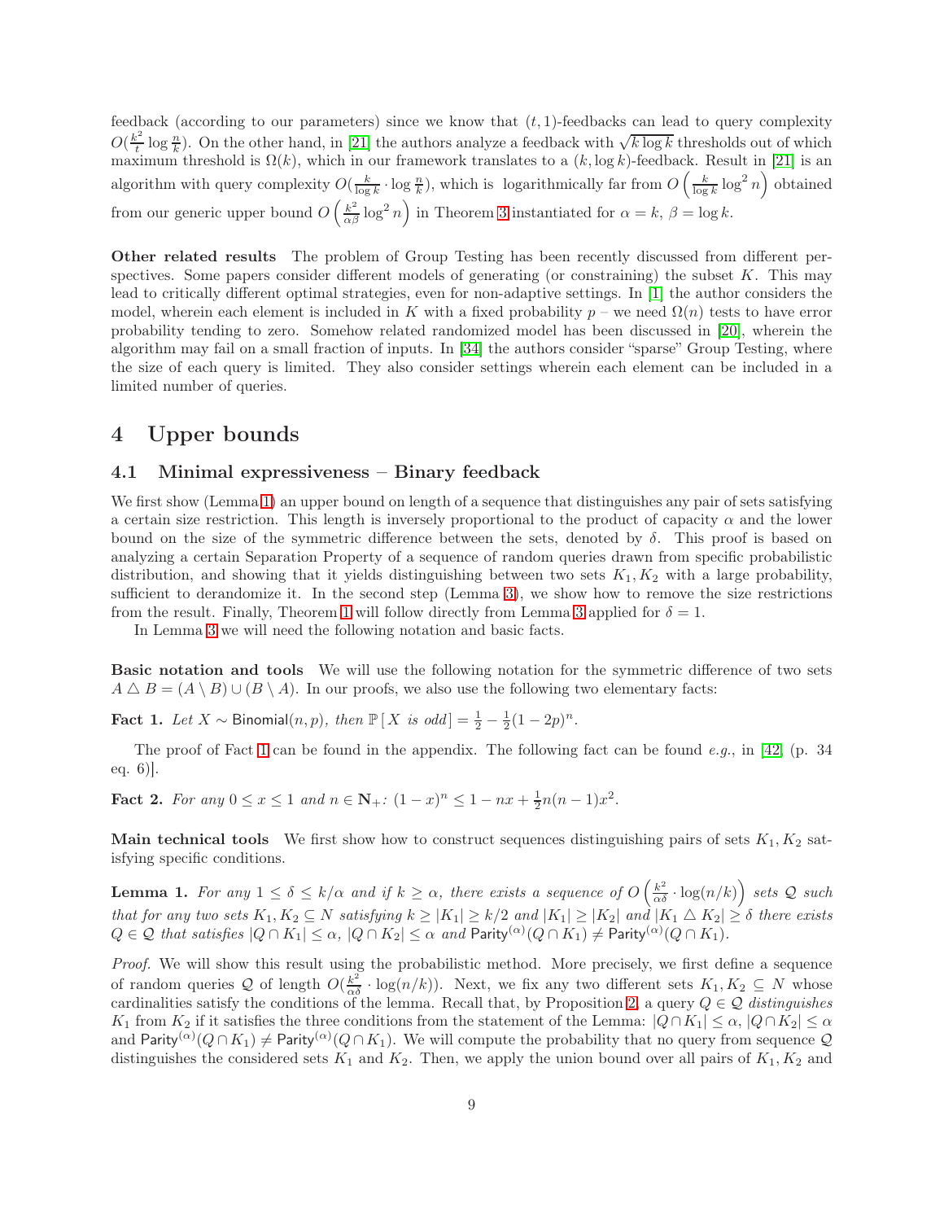feedback (according to our parameters) since we know that $(t,1)$-feedbacks can lead to query complexity $O(\frac{k^2}{t}\log\frac{n}{k})$. On the other hand, in [21] the authors analyze a feedback with $\sqrt{k\log k}$ thresholds out of which maximum threshold is $\Omega(k)$, which in our framework translates to a $(k,\log k)$-feedback. Result in [21] is an algorithm with query complexity $O(\frac{k}{\log k}\cdot\log\frac{n}{k})$, which is logarithmically far from $O\left(\frac{k}{\log k}\log^2 n\right)$ obtained from our generic upper bound $O\left(\frac{k^2}{\alpha\beta}\log^2 n\right)$ in Theorem 3 instantiated for $\alpha = k$, $\beta = \log k$.

**Other related results** The problem of Group Testing has been recently discussed from different perspectives. Some papers consider different models of generating (or constraining) the subset $K$. This may lead to critically different optimal strategies, even for non-adaptive settings. In [1] the author considers the model, wherein each element is included in $K$ with a fixed probability $p$ – we need $\Omega(n)$ tests to have error probability tending to zero. Somehow related randomized model has been discussed in [20], wherein the algorithm may fail on a small fraction of inputs. In [34] the authors consider "sparse" Group Testing, where the size of each query is limited. They also consider settings wherein each element can be included in a limited number of queries.

# 4 Upper bounds

## 4.1 Minimal expressiveness – Binary feedback

We first show (Lemma 1) an upper bound on length of a sequence that distinguishes any pair of sets satisfying a certain size restriction. This length is inversely proportional to the product of capacity $\alpha$ and the lower bound on the size of the symmetric difference between the sets, denoted by $\delta$. This proof is based on analyzing a certain Separation Property of a sequence of random queries drawn from specific probabilistic distribution, and showing that it yields distinguishing between two sets $K_1, K_2$ with a large probability, sufficient to derandomize it. In the second step (Lemma 3), we show how to remove the size restrictions from the result. Finally, Theorem 1 will follow directly from Lemma 3 applied for $\delta = 1$.

In Lemma 3 we will need the following notation and basic facts.

**Basic notation and tools** We will use the following notation for the symmetric difference of two sets $A \triangle B = (A \setminus B) \cup (B \setminus A)$. In our proofs, we also use the following two elementary facts:

**Fact 1.** *Let $X \sim \mathsf{Binomial}(n,p)$, then $\mathbb{P}[\,X \text{ is odd}\,] = \frac{1}{2} - \frac{1}{2}(1-2p)^n$.*

The proof of Fact 1 can be found in the appendix. The following fact can be found *e.g.*, in [42] (p. 34 eq. 6)].

**Fact 2.** *For any $0 \le x \le 1$ and $n \in \mathbf{N}_+$: $(1-x)^n \le 1 - nx + \frac{1}{2}n(n-1)x^2$.*

**Main technical tools** We first show how to construct sequences distinguishing pairs of sets $K_1, K_2$ satisfying specific conditions.

**Lemma 1.** *For any $1 \le \delta \le k/\alpha$ and if $k \ge \alpha$, there exists a sequence of $O\left(\frac{k^2}{\alpha\delta}\cdot\log(n/k)\right)$ sets $\mathcal{Q}$ such that for any two sets $K_1, K_2 \subseteq N$ satisfying $k \ge |K_1| \ge k/2$ and $|K_1| \ge |K_2|$ and $|K_1 \triangle K_2| \ge \delta$ there exists $Q \in \mathcal{Q}$ that satisfies $|Q \cap K_1| \le \alpha$, $|Q \cap K_2| \le \alpha$ and $\mathsf{Parity}^{(\alpha)}(Q \cap K_1) \ne \mathsf{Parity}^{(\alpha)}(Q \cap K_1)$.*

*Proof.* We will show this result using the probabilistic method. More precisely, we first define a sequence of random queries $\mathcal{Q}$ of length $O(\frac{k^2}{\alpha\delta}\cdot\log(n/k))$. Next, we fix any two different sets $K_1, K_2 \subseteq N$ whose cardinalities satisfy the conditions of the lemma. Recall that, by Proposition 2, a query $Q \in \mathcal{Q}$ *distinguishes* $K_1$ from $K_2$ if it satisfies the three conditions from the statement of the Lemma: $|Q \cap K_1| \le \alpha$, $|Q \cap K_2| \le \alpha$ and $\mathsf{Parity}^{(\alpha)}(Q \cap K_1) \ne \mathsf{Parity}^{(\alpha)}(Q \cap K_1)$. We will compute the probability that no query from sequence $\mathcal{Q}$ distinguishes the considered sets $K_1$ and $K_2$. Then, we apply the union bound over all pairs of $K_1, K_2$ and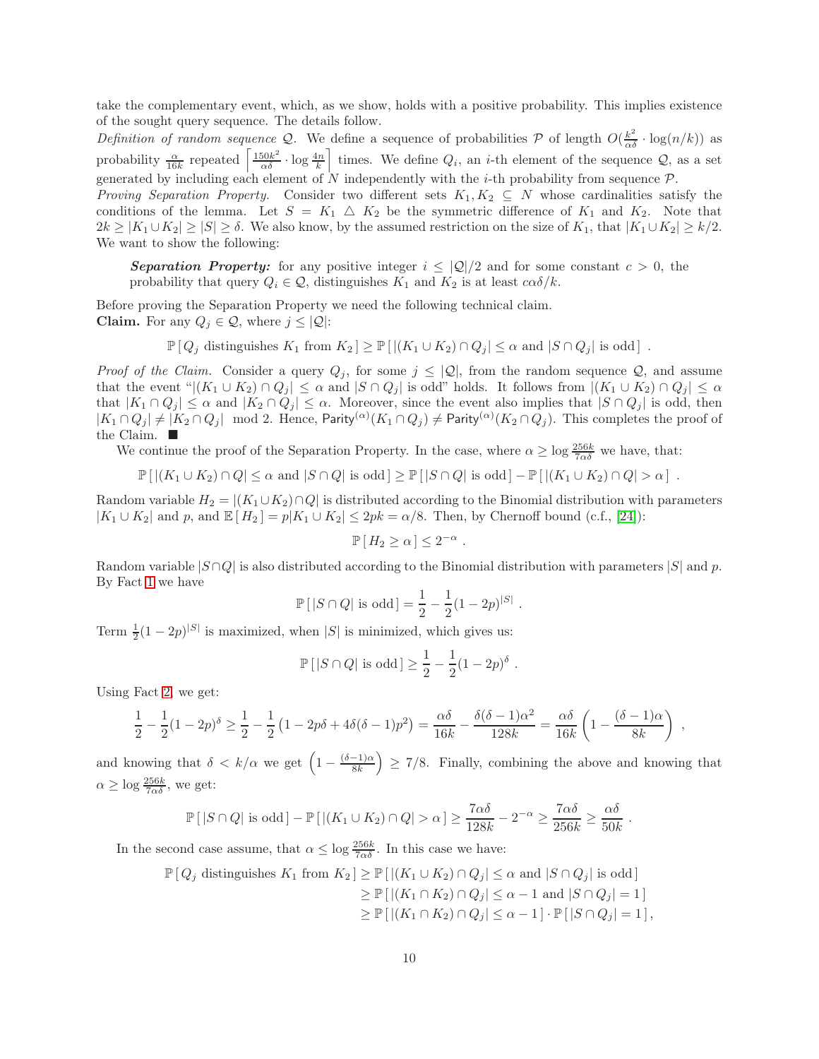take the complementary event, which, as we show, holds with a positive probability. This implies existence of the sought query sequence. The details follow.

*Definition of random sequence $\mathcal{Q}$.* We define a sequence of probabilities $\mathcal{P}$ of length $O(\frac{k^2}{\alpha\delta} \cdot \log(n/k))$ as probability $\frac{\alpha}{16k}$ repeated $\left\lceil \frac{150k^2}{\alpha\delta} \cdot \log \frac{4n}{k} \right\rceil$ times. We define $Q_i$, an $i$-th element of the sequence $\mathcal{Q}$, as a set generated by including each element of $N$ independently with the $i$-th probability from sequence $\mathcal{P}$.

*Proving Separation Property.* Consider two different sets $K_1, K_2 \subseteq N$ whose cardinalities satisfy the conditions of the lemma. Let $S = K_1 \triangle K_2$ be the symmetric difference of $K_1$ and $K_2$. Note that $2k \geq |K_1 \cup K_2| \geq |S| \geq \delta$. We also know, by the assumed restriction on the size of $K_1$, that $|K_1 \cup K_2| \geq k/2$. We want to show the following:

> ***Separation Property:*** for any positive integer $i \leq |\mathcal{Q}|/2$ and for some constant $c > 0$, the probability that query $Q_i \in \mathcal{Q}$, distinguishes $K_1$ and $K_2$ is at least $c\alpha\delta/k$.

Before proving the Separation Property we need the following technical claim.

**Claim.** For any $Q_j \in \mathcal{Q}$, where $j \leq |\mathcal{Q}|$:

$$\mathbb{P}\left[\, Q_j \text{ distinguishes } K_1 \text{ from } K_2 \,\right] \geq \mathbb{P}\left[\, |(K_1 \cup K_2) \cap Q_j| \leq \alpha \text{ and } |S \cap Q_j| \text{ is odd} \,\right] .$$

*Proof of the Claim.* Consider a query $Q_j$, for some $j \leq |\mathcal{Q}|$, from the random sequence $\mathcal{Q}$, and assume that the event "$|(K_1 \cup K_2) \cap Q_j| \leq \alpha$ and $|S \cap Q_j|$ is odd" holds. It follows from $|(K_1 \cup K_2) \cap Q_j| \leq \alpha$ that $|K_1 \cap Q_j| \leq \alpha$ and $|K_2 \cap Q_j| \leq \alpha$. Moreover, since the event also implies that $|S \cap Q_j|$ is odd, then $|K_1 \cap Q_j| \neq |K_2 \cap Q_j| \mod 2$. Hence, $\mathsf{Parity}^{(\alpha)}(K_1 \cap Q_j) \neq \mathsf{Parity}^{(\alpha)}(K_2 \cap Q_j)$. This completes the proof of the Claim. ■

We continue the proof of the Separation Property. In the case, where $\alpha \geq \log \frac{256k}{7\alpha\delta}$ we have, that:

$$\mathbb{P}\left[\, |(K_1 \cup K_2) \cap Q| \leq \alpha \text{ and } |S \cap Q| \text{ is odd} \,\right] \geq \mathbb{P}\left[\, |S \cap Q| \text{ is odd} \,\right] - \mathbb{P}\left[\, |(K_1 \cup K_2) \cap Q| > \alpha \,\right] .$$

Random variable $H_2 = |(K_1 \cup K_2) \cap Q|$ is distributed according to the Binomial distribution with parameters $|K_1 \cup K_2|$ and $p$, and $\mathbb{E}\left[\, H_2 \,\right] = p|K_1 \cup K_2| \leq 2pk = \alpha/8$. Then, by Chernoff bound (c.f., [24]):

$$\mathbb{P}\left[\, H_2 \geq \alpha \,\right] \leq 2^{-\alpha} .$$

Random variable $|S \cap Q|$ is also distributed according to the Binomial distribution with parameters $|S|$ and $p$. By Fact 1 we have

$$\mathbb{P}\left[\, |S \cap Q| \text{ is odd} \,\right] = \frac{1}{2} - \frac{1}{2}(1-2p)^{|S|} .$$

Term $\frac{1}{2}(1-2p)^{|S|}$ is maximized, when $|S|$ is minimized, which gives us:

$$\mathbb{P}\left[\, |S \cap Q| \text{ is odd} \,\right] \geq \frac{1}{2} - \frac{1}{2}(1-2p)^{\delta} .$$

Using Fact 2, we get:

$$\frac{1}{2} - \frac{1}{2}(1-2p)^{\delta} \geq \frac{1}{2} - \frac{1}{2}\left(1 - 2p\delta + 4\delta(\delta-1)p^2\right) = \frac{\alpha\delta}{16k} - \frac{\delta(\delta-1)\alpha^2}{128k} = \frac{\alpha\delta}{16k}\left(1 - \frac{(\delta-1)\alpha}{8k}\right) ,$$

and knowing that $\delta < k/\alpha$ we get $\left(1 - \frac{(\delta-1)\alpha}{8k}\right) \geq 7/8$. Finally, combining the above and knowing that $\alpha \geq \log \frac{256k}{7\alpha\delta}$, we get:

$$\mathbb{P}\left[\, |S \cap Q| \text{ is odd} \,\right] - \mathbb{P}\left[\, |(K_1 \cup K_2) \cap Q| > \alpha \,\right] \geq \frac{7\alpha\delta}{128k} - 2^{-\alpha} \geq \frac{7\alpha\delta}{256k} \geq \frac{\alpha\delta}{50k} .$$

In the second case assume, that $\alpha \leq \log \frac{256k}{7\alpha\delta}$. In this case we have:

$$\begin{aligned}
\mathbb{P}\left[\, Q_j \text{ distinguishes } K_1 \text{ from } K_2 \,\right] &\geq \mathbb{P}\left[\, |(K_1 \cup K_2) \cap Q_j| \leq \alpha \text{ and } |S \cap Q_j| \text{ is odd} \,\right] \\
&\geq \mathbb{P}\left[\, |(K_1 \cap K_2) \cap Q_j| \leq \alpha - 1 \text{ and } |S \cap Q_j| = 1 \,\right] \\
&\geq \mathbb{P}\left[\, |(K_1 \cap K_2) \cap Q_j| \leq \alpha - 1 \,\right] \cdot \mathbb{P}\left[\, |S \cap Q_j| = 1 \,\right] ,
\end{aligned}$$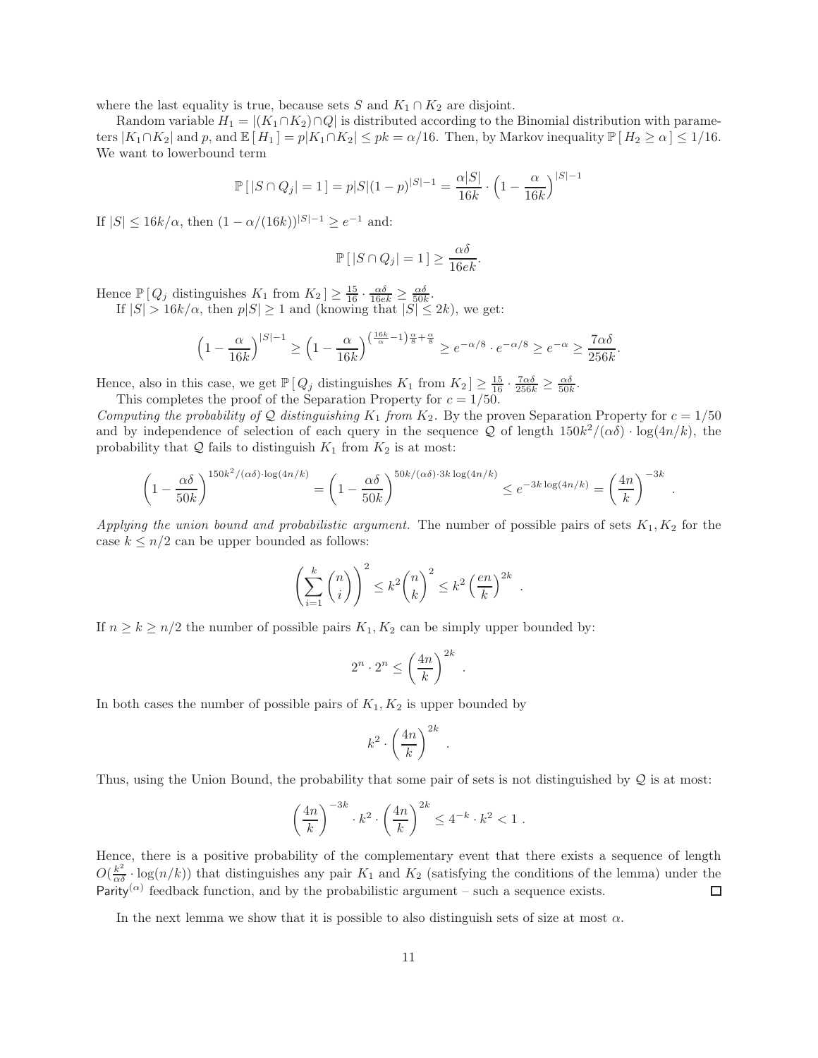where the last equality is true, because sets $S$ and $K_1 \cap K_2$ are disjoint.

Random variable $H_1 = |(K_1 \cap K_2) \cap Q|$ is distributed according to the Binomial distribution with parameters $|K_1 \cap K_2|$ and $p$, and $\mathbb{E}[H_1] = p|K_1 \cap K_2| \leq pk = \alpha/16$. Then, by Markov inequality $\mathbb{P}[H_2 \geq \alpha] \leq 1/16$. We want to lowerbound term

$$\mathbb{P}[|S \cap Q_j| = 1] = p|S|(1-p)^{|S|-1} = \frac{\alpha|S|}{16k} \cdot \left(1 - \frac{\alpha}{16k}\right)^{|S|-1}$$

If $|S| \leq 16k/\alpha$, then $(1 - \alpha/(16k))^{|S|-1} \geq e^{-1}$ and:

$$\mathbb{P}[|S \cap Q_j| = 1] \geq \frac{\alpha\delta}{16ek}.$$

Hence $\mathbb{P}[Q_j \text{ distinguishes } K_1 \text{ from } K_2] \geq \frac{15}{16} \cdot \frac{\alpha\delta}{16ek} \geq \frac{\alpha\delta}{50k}$.

If $|S| > 16k/\alpha$, then $p|S| \geq 1$ and (knowing that $|S| \leq 2k$), we get:

$$\left(1 - \frac{\alpha}{16k}\right)^{|S|-1} \geq \left(1 - \frac{\alpha}{16k}\right)^{\left(\frac{16k}{\alpha}-1\right)\frac{\alpha}{8}+\frac{\alpha}{8}} \geq e^{-\alpha/8} \cdot e^{-\alpha/8} \geq e^{-\alpha} \geq \frac{7\alpha\delta}{256k}.$$

Hence, also in this case, we get $\mathbb{P}[Q_j \text{ distinguishes } K_1 \text{ from } K_2] \geq \frac{15}{16} \cdot \frac{7\alpha\delta}{256k} \geq \frac{\alpha\delta}{50k}$.

This completes the proof of the Separation Property for $c = 1/50$.

*Computing the probability of $\mathcal{Q}$ distinguishing $K_1$ from $K_2$.* By the proven Separation Property for $c = 1/50$ and by independence of selection of each query in the sequence $\mathcal{Q}$ of length $150k^2/(\alpha\delta) \cdot \log(4n/k)$, the probability that $\mathcal{Q}$ fails to distinguish $K_1$ from $K_2$ is at most:

$$\left(1 - \frac{\alpha\delta}{50k}\right)^{150k^2/(\alpha\delta)\cdot\log(4n/k)} = \left(1 - \frac{\alpha\delta}{50k}\right)^{50k/(\alpha\delta)\cdot 3k\log(4n/k)} \leq e^{-3k\log(4n/k)} = \left(\frac{4n}{k}\right)^{-3k}.$$

*Applying the union bound and probabilistic argument.* The number of possible pairs of sets $K_1, K_2$ for the case $k \leq n/2$ can be upper bounded as follows:

$$\left(\sum_{i=1}^{k} \binom{n}{i}\right)^2 \leq k^2 \binom{n}{k}^2 \leq k^2 \left(\frac{en}{k}\right)^{2k}.$$

If $n \geq k \geq n/2$ the number of possible pairs $K_1, K_2$ can be simply upper bounded by:

$$2^n \cdot 2^n \leq \left(\frac{4n}{k}\right)^{2k}.$$

In both cases the number of possible pairs of $K_1, K_2$ is upper bounded by

$$k^2 \cdot \left(\frac{4n}{k}\right)^{2k}.$$

Thus, using the Union Bound, the probability that some pair of sets is not distinguished by $\mathcal{Q}$ is at most:

$$\left(\frac{4n}{k}\right)^{-3k} \cdot k^2 \cdot \left(\frac{4n}{k}\right)^{2k} \leq 4^{-k} \cdot k^2 < 1.$$

Hence, there is a positive probability of the complementary event that there exists a sequence of length $O(\frac{k^2}{\alpha\delta} \cdot \log(n/k))$ that distinguishes any pair $K_1$ and $K_2$ (satisfying the conditions of the lemma) under the $\mathsf{Parity}^{(\alpha)}$ feedback function, and by the probabilistic argument – such a sequence exists. □

In the next lemma we show that it is possible to also distinguish sets of size at most $\alpha$.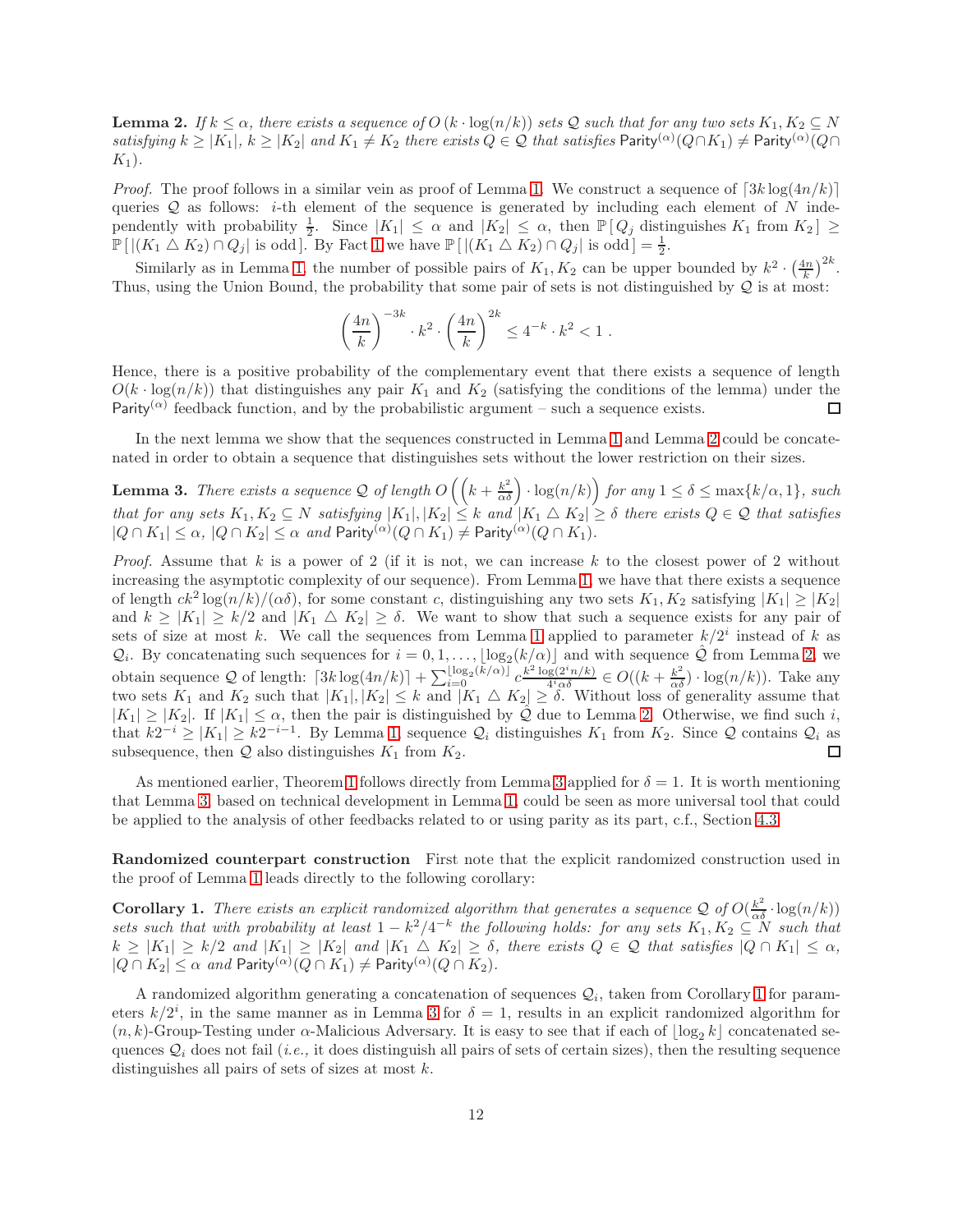**Lemma 2.** *If $k \leq \alpha$, there exists a sequence of $O(k \cdot \log(n/k))$ sets $\mathcal{Q}$ such that for any two sets $K_1, K_2 \subseteq N$ satisfying $k \geq |K_1|$, $k \geq |K_2|$ and $K_1 \neq K_2$ there exists $Q \in \mathcal{Q}$ that satisfies $\mathsf{Parity}^{(\alpha)}(Q \cap K_1) \neq \mathsf{Parity}^{(\alpha)}(Q \cap K_1)$.*

*Proof.* The proof follows in a similar vein as proof of Lemma 1. We construct a sequence of $\lceil 3k \log(4n/k) \rceil$ queries $\mathcal{Q}$ as follows: $i$-th element of the sequence is generated by including each element of $N$ independently with probability $\frac{1}{2}$. Since $|K_1| \leq \alpha$ and $|K_2| \leq \alpha$, then $\mathbb{P}[\,Q_j \text{ distinguishes } K_1 \text{ from } K_2\,] \geq \mathbb{P}[\,|(K_1 \triangle K_2) \cap Q_j| \text{ is odd}\,]$. By Fact 1 we have $\mathbb{P}[\,|(K_1 \triangle K_2) \cap Q_j| \text{ is odd}\,] = \frac{1}{2}$.

Similarly as in Lemma 1, the number of possible pairs of $K_1, K_2$ can be upper bounded by $k^2 \cdot \left(\frac{4n}{k}\right)^{2k}$. Thus, using the Union Bound, the probability that some pair of sets is not distinguished by $\mathcal{Q}$ is at most:

$$\left(\frac{4n}{k}\right)^{-3k} \cdot k^2 \cdot \left(\frac{4n}{k}\right)^{2k} \leq 4^{-k} \cdot k^2 < 1 \; .$$

Hence, there is a positive probability of the complementary event that there exists a sequence of length $O(k \cdot \log(n/k))$ that distinguishes any pair $K_1$ and $K_2$ (satisfying the conditions of the lemma) under the $\mathsf{Parity}^{(\alpha)}$ feedback function, and by the probabilistic argument – such a sequence exists. ◻

In the next lemma we show that the sequences constructed in Lemma 1 and Lemma 2 could be concatenated in order to obtain a sequence that distinguishes sets without the lower restriction on their sizes.

**Lemma 3.** *There exists a sequence $\mathcal{Q}$ of length $O\left(\left(k + \frac{k^2}{\alpha\delta}\right) \cdot \log(n/k)\right)$ for any $1 \leq \delta \leq \max\{k/\alpha, 1\}$, such that for any sets $K_1, K_2 \subseteq N$ satisfying $|K_1|, |K_2| \leq k$ and $|K_1 \triangle K_2| \geq \delta$ there exists $Q \in \mathcal{Q}$ that satisfies $|Q \cap K_1| \leq \alpha$, $|Q \cap K_2| \leq \alpha$ and $\mathsf{Parity}^{(\alpha)}(Q \cap K_1) \neq \mathsf{Parity}^{(\alpha)}(Q \cap K_1)$.*

*Proof.* Assume that $k$ is a power of 2 (if it is not, we can increase $k$ to the closest power of 2 without increasing the asymptotic complexity of our sequence). From Lemma 1, we have that there exists a sequence of length $ck^2 \log(n/k)/(\alpha\delta)$, for some constant $c$, distinguishing any two sets $K_1, K_2$ satisfying $|K_1| \geq |K_2|$ and $k \geq |K_1| \geq k/2$ and $|K_1 \triangle K_2| \geq \delta$. We want to show that such a sequence exists for any pair of sets of size at most $k$. We call the sequences from Lemma 1 applied to parameter $k/2^i$ instead of $k$ as $\mathcal{Q}_i$. By concatenating such sequences for $i = 0, 1, \ldots, \lfloor \log_2(k/\alpha) \rfloor$ and with sequence $\hat{\mathcal{Q}}$ from Lemma 2, we obtain sequence $\mathcal{Q}$ of length: $\lceil 3k \log(4n/k) \rceil + \sum_{i=0}^{\lfloor \log_2(k/\alpha) \rfloor} c \frac{k^2 \log(2^i n/k)}{4^i \alpha\delta} \in O((k + \frac{k^2}{\alpha\delta}) \cdot \log(n/k))$. Take any two sets $K_1$ and $K_2$ such that $|K_1|, |K_2| \leq k$ and $|K_1 \triangle K_2| \geq \delta$. Without loss of generality assume that $|K_1| \geq |K_2|$. If $|K_1| \leq \alpha$, then the pair is distinguished by $\hat{\mathcal{Q}}$ due to Lemma 2. Otherwise, we find such $i$, that $k2^{-i} \geq |K_1| \geq k2^{-i-1}$. By Lemma 1, sequence $\mathcal{Q}_i$ distinguishes $K_1$ from $K_2$. Since $\mathcal{Q}$ contains $\mathcal{Q}_i$ as subsequence, then $\mathcal{Q}$ also distinguishes $K_1$ from $K_2$. ◻

As mentioned earlier, Theorem 1 follows directly from Lemma 3 applied for $\delta = 1$. It is worth mentioning that Lemma 3, based on technical development in Lemma 1, could be seen as more universal tool that could be applied to the analysis of other feedbacks related to or using parity as its part, c.f., Section 4.3.

**Randomized counterpart construction** First note that the explicit randomized construction used in the proof of Lemma 1 leads directly to the following corollary:

**Corollary 1.** *There exists an explicit randomized algorithm that generates a sequence $\mathcal{Q}$ of $O(\frac{k^2}{\alpha\delta} \cdot \log(n/k))$ sets such that with probability at least $1 - k^2/4^{-k}$ the following holds: for any sets $K_1, K_2 \subseteq N$ such that $k \geq |K_1| \geq k/2$ and $|K_1| \geq |K_2|$ and $|K_1 \triangle K_2| \geq \delta$, there exists $Q \in \mathcal{Q}$ that satisfies $|Q \cap K_1| \leq \alpha$, $|Q \cap K_2| \leq \alpha$ and $\mathsf{Parity}^{(\alpha)}(Q \cap K_1) \neq \mathsf{Parity}^{(\alpha)}(Q \cap K_2)$.*

A randomized algorithm generating a concatenation of sequences $\mathcal{Q}_i$, taken from Corollary 1 for parameters $k/2^i$, in the same manner as in Lemma 3 for $\delta = 1$, results in an explicit randomized algorithm for $(n, k)$-Group-Testing under $\alpha$-Malicious Adversary. It is easy to see that if each of $\lfloor \log_2 k \rfloor$ concatenated sequences $\mathcal{Q}_i$ does not fail (*i.e.,* it does distinguish all pairs of sets of certain sizes), then the resulting sequence distinguishes all pairs of sets of sizes at most $k$.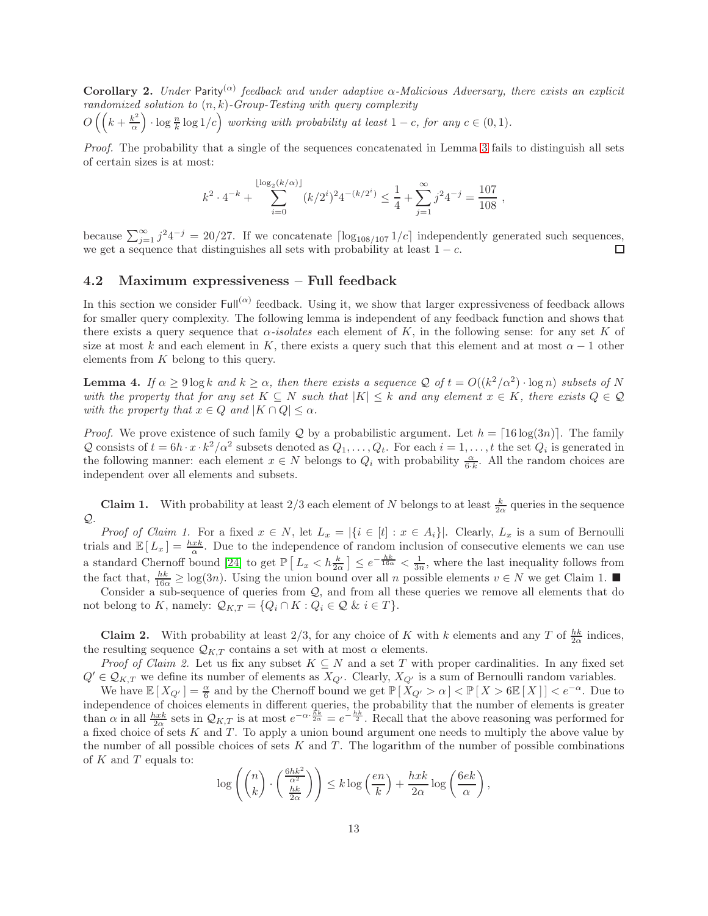**Corollary 2.** *Under* Parity$^{(\alpha)}$ *feedback and under adaptive $\alpha$-Malicious Adversary, there exists an explicit randomized solution to $(n,k)$-Group-Testing with query complexity* $O\left(\left(k + \frac{k^2}{\alpha}\right) \cdot \log \frac{n}{k} \log 1/c\right)$ *working with probability at least $1-c$, for any $c \in (0,1)$.*

*Proof.* The probability that a single of the sequences concatenated in Lemma 3 fails to distinguish all sets of certain sizes is at most:

$$k^2 \cdot 4^{-k} + \sum_{i=0}^{\lfloor \log_2(k/\alpha) \rfloor} (k/2^i)^2 4^{-(k/2^i)} \leq \frac{1}{4} + \sum_{j=1}^{\infty} j^2 4^{-j} = \frac{107}{108} ,$$

because $\sum_{j=1}^{\infty} j^2 4^{-j} = 20/27$. If we concatenate $\lceil \log_{108/107} 1/c \rceil$ independently generated such sequences, we get a sequence that distinguishes all sets with probability at least $1-c$. □

## 4.2 Maximum expressiveness – Full feedback

In this section we consider Full$^{(\alpha)}$ feedback. Using it, we show that larger expressiveness of feedback allows for smaller query complexity. The following lemma is independent of any feedback function and shows that there exists a query sequence that *$\alpha$-isolates* each element of $K$, in the following sense: for any set $K$ of size at most $k$ and each element in $K$, there exists a query such that this element and at most $\alpha - 1$ other elements from $K$ belong to this query.

**Lemma 4.** *If $\alpha \geq 9 \log k$ and $k \geq \alpha$, then there exists a sequence $\mathcal{Q}$ of $t = O((k^2/\alpha^2) \cdot \log n)$ subsets of $N$ with the property that for any set $K \subseteq N$ such that $|K| \leq k$ and any element $x \in K$, there exists $Q \in \mathcal{Q}$ with the property that $x \in Q$ and $|K \cap Q| \leq \alpha$.*

*Proof.* We prove existence of such family $\mathcal{Q}$ by a probabilistic argument. Let $h = \lceil 16 \log(3n) \rceil$. The family $\mathcal{Q}$ consists of $t = 6h \cdot x \cdot k^2/\alpha^2$ subsets denoted as $Q_1, \ldots, Q_t$. For each $i = 1, \ldots, t$ the set $Q_i$ is generated in the following manner: each element $x \in N$ belongs to $Q_i$ with probability $\frac{\alpha}{6 \cdot k}$. All the random choices are independent over all elements and subsets.

**Claim 1.** With probability at least $2/3$ each element of $N$ belongs to at least $\frac{k}{2\alpha}$ queries in the sequence $\mathcal{Q}$.

*Proof of Claim 1.* For a fixed $x \in N$, let $L_x = |\{i \in [t] : x \in A_i\}|$. Clearly, $L_x$ is a sum of Bernoulli trials and $\mathbb{E}[L_x] = \frac{hxk}{\alpha}$. Due to the independence of random inclusion of consecutive elements we can use a standard Chernoff bound [24] to get $\mathbb{P}\left[L_x < h\frac{k}{2\alpha}\right] \leq e^{-\frac{hk}{16\alpha}} < \frac{1}{3n}$, where the last inequality follows from the fact that, $\frac{hk}{16\alpha} \geq \log(3n)$. Using the union bound over all $n$ possible elements $v \in N$ we get Claim 1. ■

Consider a sub-sequence of queries from $\mathcal{Q}$, and from all these queries we remove all elements that do not belong to $K$, namely: $\mathcal{Q}_{K,T} = \{Q_i \cap K : Q_i \in \mathcal{Q} \ \& \ i \in T\}$.

**Claim 2.** With probability at least $2/3$, for any choice of $K$ with $k$ elements and any $T$ of $\frac{hk}{2\alpha}$ indices, the resulting sequence $\mathcal{Q}_{K,T}$ contains a set with at most $\alpha$ elements.

*Proof of Claim 2.* Let us fix any subset $K \subseteq N$ and a set $T$ with proper cardinalities. In any fixed set $Q' \in \mathcal{Q}_{K,T}$ we define its number of elements as $X_{Q'}$. Clearly, $X_{Q'}$ is a sum of Bernoulli random variables.

We have $\mathbb{E}[X_{Q'}] = \frac{\alpha}{6}$ and by the Chernoff bound we get $\mathbb{P}[X_{Q'} > \alpha] < \mathbb{P}[X > 6\mathbb{E}[X]] < e^{-\alpha}$. Due to independence of choices elements in different queries, the probability that the number of elements is greater than $\alpha$ in all $\frac{hxk}{2\alpha}$ sets in $\mathcal{Q}_{K,T}$ is at most $e^{-\alpha \cdot \frac{hk}{2\alpha}} = e^{-\frac{hk}{2}}$. Recall that the above reasoning was performed for a fixed choice of sets $K$ and $T$. To apply a union bound argument one needs to multiply the above value by the number of all possible choices of sets $K$ and $T$. The logarithm of the number of possible combinations of $K$ and $T$ equals to:

$$\log\left(\binom{n}{k} \cdot \binom{\frac{6hk^2}{\alpha^2}}{\frac{hk}{2\alpha}}\right) \leq k \log\left(\frac{en}{k}\right) + \frac{hxk}{2\alpha} \log\left(\frac{6ek}{\alpha}\right),$$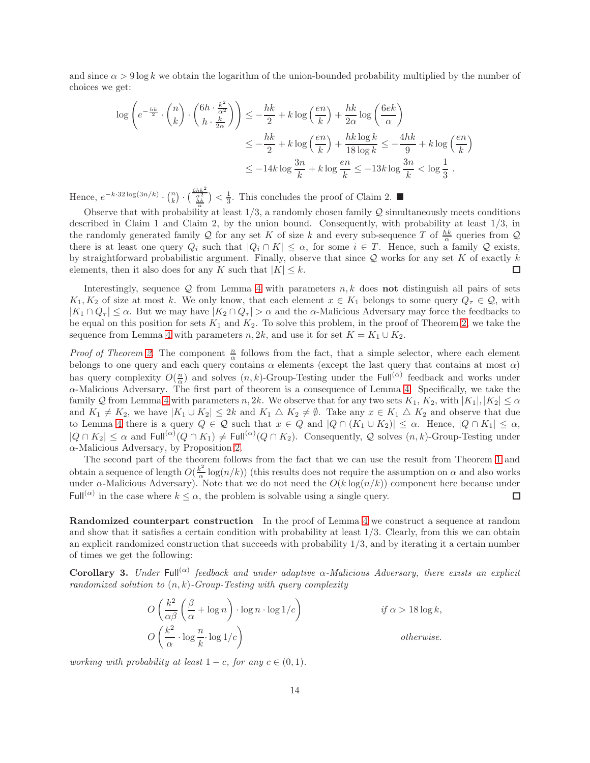and since $\alpha > 9\log k$ we obtain the logarithm of the union-bounded probability multiplied by the number of choices we get:

$$\log\left(e^{-\frac{hk}{2}}\cdot\binom{n}{k}\cdot\binom{6h\cdot\frac{k^2}{\alpha^2}}{h\cdot\frac{k}{2\alpha}}\right) \le -\frac{hk}{2} + k\log\left(\frac{en}{k}\right) + \frac{hk}{2\alpha}\log\left(\frac{6ek}{\alpha}\right)$$
$$\le -\frac{hk}{2} + k\log\left(\frac{en}{k}\right) + \frac{hk\log k}{18\log k} \le -\frac{4hk}{9} + k\log\left(\frac{en}{k}\right)$$
$$\le -14k\log\frac{3n}{k} + k\log\frac{en}{k} \le -13k\log\frac{3n}{k} < \log\frac{1}{3}\,.$$

Hence, $e^{-k\cdot 32\log(3n/k)}\cdot\binom{n}{k}\cdot\binom{\frac{6hk^2}{\alpha^2}}{\frac{hk}{\alpha}} < \frac{1}{3}$. This concludes the proof of Claim 2. ■

Observe that with probability at least 1/3, a randomly chosen family $\mathcal{Q}$ simultaneously meets conditions described in Claim 1 and Claim 2, by the union bound. Consequently, with probability at least 1/3, in the randomly generated family $\mathcal{Q}$ for any set $K$ of size $k$ and every sub-sequence $T$ of $\frac{hk}{\alpha}$ queries from $\mathcal{Q}$ there is at least one query $Q_i$ such that $|Q_i \cap K| \le \alpha$, for some $i \in T$. Hence, such a family $\mathcal{Q}$ exists, by straightforward probabilistic argument. Finally, observe that since $\mathcal{Q}$ works for any set $K$ of exactly $k$ elements, then it also does for any $K$ such that $|K| \le k$. □

Interestingly, sequence $\mathcal{Q}$ from Lemma 4 with parameters $n, k$ does **not** distinguish all pairs of sets $K_1, K_2$ of size at most $k$. We only know, that each element $x \in K_1$ belongs to some query $Q_\tau \in \mathcal{Q}$, with $|K_1 \cap Q_\tau| \le \alpha$. But we may have $|K_2 \cap Q_\tau| > \alpha$ and the $\alpha$-Malicious Adversary may force the feedbacks to be equal on this position for sets $K_1$ and $K_2$. To solve this problem, in the proof of Theorem 2, we take the sequence from Lemma 4 with parameters $n, 2k$, and use it for set $K = K_1 \cup K_2$.

*Proof of Theorem 2.* The component $\frac{n}{\alpha}$ follows from the fact, that a simple selector, where each element belongs to one query and each query contains $\alpha$ elements (except the last query that contains at most $\alpha$) has query complexity $O(\frac{n}{\alpha})$ and solves $(n, k)$-Group-Testing under the $\mathsf{Full}^{(\alpha)}$ feedback and works under $\alpha$-Malicious Adversary. The first part of theorem is a consequence of Lemma 4. Specifically, we take the family $\mathcal{Q}$ from Lemma 4 with parameters $n, 2k$. We observe that for any two sets $K_1$, $K_2$, with $|K_1|, |K_2| \le \alpha$ and $K_1 \ne K_2$, we have $|K_1 \cup K_2| \le 2k$ and $K_1 \triangle K_2 \ne \emptyset$. Take any $x \in K_1 \triangle K_2$ and observe that due to Lemma 4 there is a query $Q \in \mathcal{Q}$ such that $x \in Q$ and $|Q \cap (K_1 \cup K_2)| \le \alpha$. Hence, $|Q \cap K_1| \le \alpha$, $|Q \cap K_2| \le \alpha$ and $\mathsf{Full}^{(\alpha)}(Q \cap K_1) \ne \mathsf{Full}^{(\alpha)}(Q \cap K_2)$. Consequently, $\mathcal{Q}$ solves $(n, k)$-Group-Testing under $\alpha$-Malicious Adversary, by Proposition 2.

The second part of the theorem follows from the fact that we can use the result from Theorem 1 and obtain a sequence of length $O(\frac{k^2}{\alpha}\log(n/k))$ (this results does not require the assumption on $\alpha$ and also works under $\alpha$-Malicious Adversary). Note that we do not need the $O(k\log(n/k))$ component here because under $\mathsf{Full}^{(\alpha)}$ in the case where $k \le \alpha$, the problem is solvable using a single query. □

**Randomized counterpart construction** In the proof of Lemma 4 we construct a sequence at random and show that it satisfies a certain condition with probability at least 1/3. Clearly, from this we can obtain an explicit randomized construction that succeeds with probability 1/3, and by iterating it a certain number of times we get the following:

**Corollary 3.** *Under $\mathsf{Full}^{(\alpha)}$ feedback and under adaptive $\alpha$-Malicious Adversary, there exists an explicit randomized solution to $(n, k)$-Group-Testing with query complexity*

$$O\left(\frac{k^2}{\alpha\beta}\left(\frac{\beta}{\alpha}+\log n\right)\cdot\log n\cdot\log 1/c\right) \qquad \textit{if } \alpha > 18\log k,$$
$$O\left(\frac{k^2}{\alpha}\cdot\log\frac{n}{k}\cdot\log 1/c\right) \qquad \textit{otherwise.}$$

*working with probability at least $1-c$, for any $c \in (0,1)$.*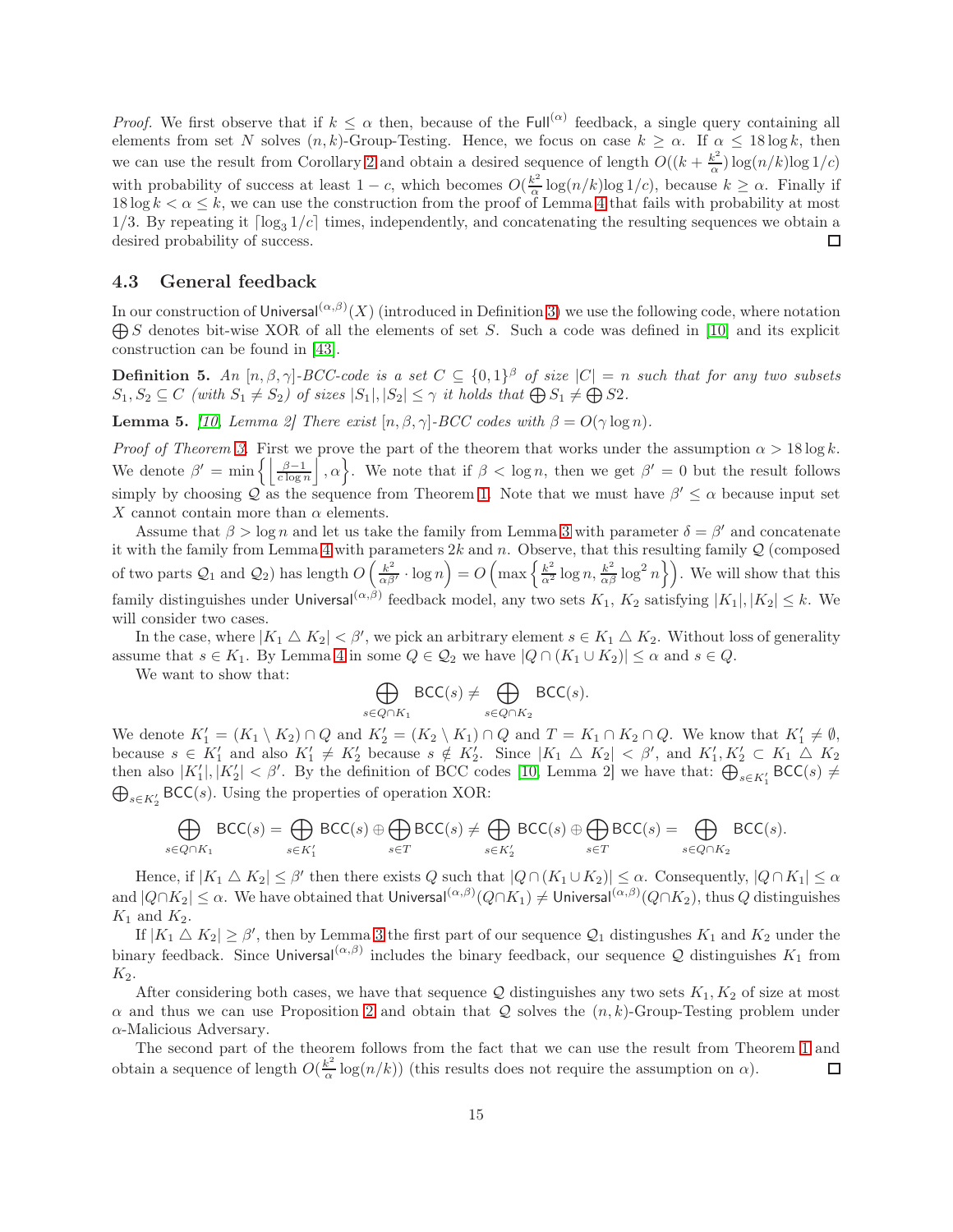*Proof.* We first observe that if $k \le \alpha$ then, because of the $\mathsf{Full}^{(\alpha)}$ feedback, a single query containing all elements from set $N$ solves $(n,k)$-Group-Testing. Hence, we focus on case $k \ge \alpha$. If $\alpha \le 18 \log k$, then we can use the result from Corollary 2 and obtain a desired sequence of length $O((k + \frac{k^2}{\alpha}) \log(n/k) \log 1/c)$ with probability of success at least $1 - c$, which becomes $O(\frac{k^2}{\alpha} \log(n/k) \log 1/c)$, because $k \ge \alpha$. Finally if $18 \log k < \alpha \le k$, we can use the construction from the proof of Lemma 4 that fails with probability at most $1/3$. By repeating it $\lceil \log_3 1/c \rceil$ times, independently, and concatenating the resulting sequences we obtain a desired probability of success. $\square$

### 4.3 General feedback

In our construction of $\mathsf{Universal}^{(\alpha,\beta)}(X)$ (introduced in Definition 3) we use the following code, where notation $\bigoplus S$ denotes bit-wise XOR of all the elements of set $S$. Such a code was defined in [10] and its explicit construction can be found in [43].

**Definition 5.** *An $[n, \beta, \gamma]$-BCC-code is a set $C \subseteq \{0,1\}^\beta$ of size $|C| = n$ such that for any two subsets $S_1, S_2 \subseteq C$ (with $S_1 \neq S_2$) of sizes $|S_1|, |S_2| \le \gamma$ it holds that $\bigoplus S_1 \neq \bigoplus S2$.*

**Lemma 5.** *[10, Lemma 2] There exist $[n, \beta, \gamma]$-BCC codes with $\beta = O(\gamma \log n)$.*

*Proof of Theorem 3.* First we prove the part of the theorem that works under the assumption $\alpha > 18 \log k$. We denote $\beta' = \min\left\{ \left\lfloor \frac{\beta - 1}{c \log n} \right\rfloor, \alpha \right\}$. We note that if $\beta < \log n$, then we get $\beta' = 0$ but the result follows simply by choosing $\mathcal{Q}$ as the sequence from Theorem 1. Note that we must have $\beta' \le \alpha$ because input set $X$ cannot contain more than $\alpha$ elements.

Assume that $\beta > \log n$ and let us take the family from Lemma 3 with parameter $\delta = \beta'$ and concatenate it with the family from Lemma 4 with parameters $2k$ and $n$. Observe, that this resulting family $\mathcal{Q}$ (composed of two parts $\mathcal{Q}_1$ and $\mathcal{Q}_2$) has length $O\left(\frac{k^2}{\alpha\beta'} \cdot \log n\right) = O\left(\max\left\{\frac{k^2}{\alpha^2} \log n, \frac{k^2}{\alpha\beta} \log^2 n\right\}\right)$. We will show that this family distinguishes under $\mathsf{Universal}^{(\alpha,\beta)}$ feedback model, any two sets $K_1$, $K_2$ satisfying $|K_1|, |K_2| \le k$. We will consider two cases.

In the case, where $|K_1 \triangle K_2| < \beta'$, we pick an arbitrary element $s \in K_1 \triangle K_2$. Without loss of generality assume that $s \in K_1$. By Lemma 4 in some $Q \in \mathcal{Q}_2$ we have $|Q \cap (K_1 \cup K_2)| \le \alpha$ and $s \in Q$.

We want to show that:

$$\bigoplus_{s \in Q \cap K_1} \mathsf{BCC}(s) \neq \bigoplus_{s \in Q \cap K_2} \mathsf{BCC}(s).$$

We denote $K_1' = (K_1 \setminus K_2) \cap Q$ and $K_2' = (K_2 \setminus K_1) \cap Q$ and $T = K_1 \cap K_2 \cap Q$. We know that $K_1' \neq \emptyset$, because $s \in K_1'$ and also $K_1' \neq K_2'$ because $s \notin K_2'$. Since $|K_1 \triangle K_2| < \beta'$, and $K_1', K_2' \subset K_1 \triangle K_2$ then also $|K_1'|, |K_2'| < \beta'$. By the definition of BCC codes [10, Lemma 2] we have that: $\bigoplus_{s \in K_1'} \mathsf{BCC}(s) \neq \bigoplus_{s \in K_2'} \mathsf{BCC}(s)$. Using the properties of operation XOR:

$$\bigoplus_{s \in Q \cap K_1} \mathsf{BCC}(s) = \bigoplus_{s \in K_1'} \mathsf{BCC}(s) \oplus \bigoplus_{s \in T} \mathsf{BCC}(s) \neq \bigoplus_{s \in K_2'} \mathsf{BCC}(s) \oplus \bigoplus_{s \in T} \mathsf{BCC}(s) = \bigoplus_{s \in Q \cap K_2} \mathsf{BCC}(s).$$

Hence, if $|K_1 \triangle K_2| \le \beta'$ then there exists $Q$ such that $|Q \cap (K_1 \cup K_2)| \le \alpha$. Consequently, $|Q \cap K_1| \le \alpha$ and $|Q \cap K_2| \le \alpha$. We have obtained that $\mathsf{Universal}^{(\alpha,\beta)}(Q \cap K_1) \neq \mathsf{Universal}^{(\alpha,\beta)}(Q \cap K_2)$, thus $Q$ distinguishes $K_1$ and $K_2$.

If $|K_1 \triangle K_2| \ge \beta'$, then by Lemma 3 the first part of our sequence $\mathcal{Q}_1$ distingushes $K_1$ and $K_2$ under the binary feedback. Since $\mathsf{Universal}^{(\alpha,\beta)}$ includes the binary feedback, our sequence $\mathcal{Q}$ distinguishes $K_1$ from $K_2$.

After considering both cases, we have that sequence $\mathcal{Q}$ distinguishes any two sets $K_1, K_2$ of size at most $\alpha$ and thus we can use Proposition 2 and obtain that $\mathcal{Q}$ solves the $(n,k)$-Group-Testing problem under $\alpha$-Malicious Adversary.

The second part of the theorem follows from the fact that we can use the result from Theorem 1 and obtain a sequence of length $O(\frac{k^2}{\alpha} \log(n/k))$ (this results does not require the assumption on $\alpha$). $\square$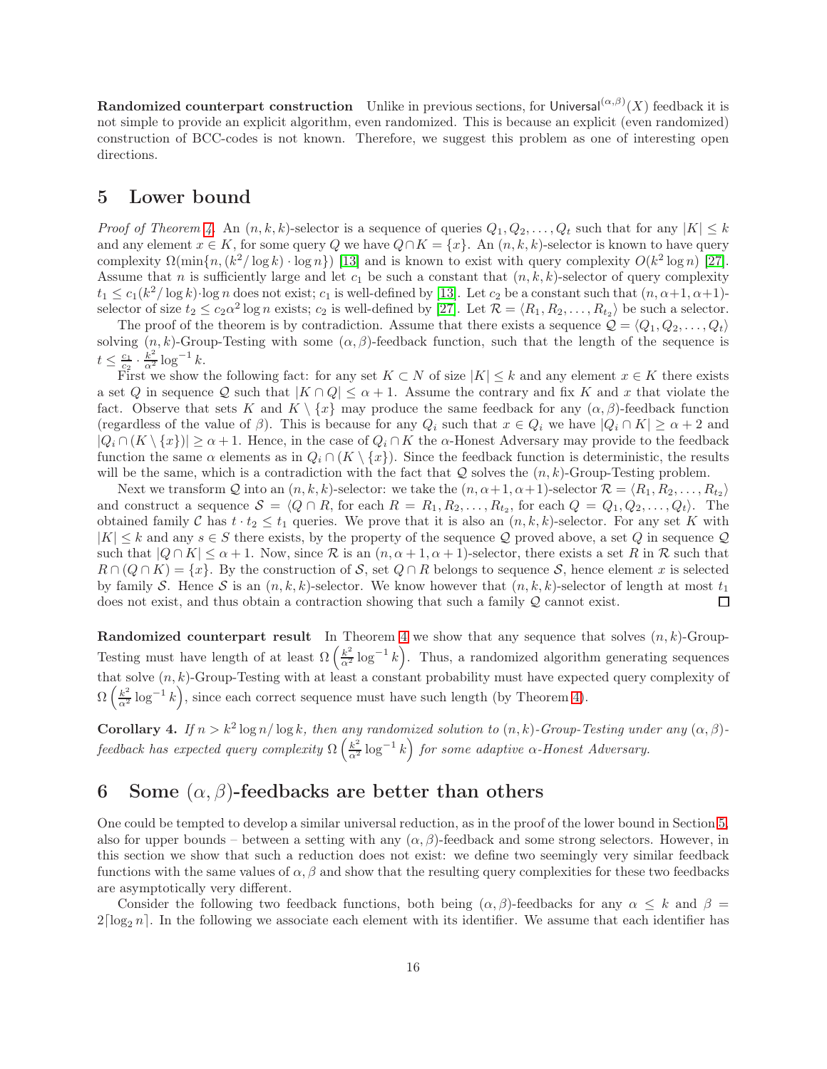**Randomized counterpart construction** Unlike in previous sections, for $\mathsf{Universal}^{(\alpha,\beta)}(X)$ feedback it is not simple to provide an explicit algorithm, even randomized. This is because an explicit (even randomized) construction of BCC-codes is not known. Therefore, we suggest this problem as one of interesting open directions.

## 5 Lower bound

*Proof of Theorem 4.* An $(n, k, k)$-selector is a sequence of queries $Q_1, Q_2, \ldots, Q_t$ such that for any $|K| \le k$ and any element $x \in K$, for some query $Q$ we have $Q \cap K = \{x\}$. An $(n, k, k)$-selector is known to have query complexity $\Omega(\min\{n, (k^2/\log k) \cdot \log n\})$ [13] and is known to exist with query complexity $O(k^2 \log n)$ [27]. Assume that $n$ is sufficiently large and let $c_1$ be such a constant that $(n, k, k)$-selector of query complexity $t_1 \le c_1(k^2/\log k) \cdot \log n$ does not exist; $c_1$ is well-defined by [13]. Let $c_2$ be a constant such that $(n, \alpha+1, \alpha+1)$-selector of size $t_2 \le c_2\alpha^2 \log n$ exists; $c_2$ is well-defined by [27]. Let $\mathcal{R} = \langle R_1, R_2, \ldots, R_{t_2}\rangle$ be such a selector.

The proof of the theorem is by contradiction. Assume that there exists a sequence $\mathcal{Q} = \langle Q_1, Q_2, \ldots, Q_t\rangle$ solving $(n, k)$-Group-Testing with some $(\alpha, \beta)$-feedback function, such that the length of the sequence is $t \le \frac{c_1}{c_2} \cdot \frac{k^2}{\alpha^2} \log^{-1} k$.

First we show the following fact: for any set $K \subset N$ of size $|K| \le k$ and any element $x \in K$ there exists a set $Q$ in sequence $\mathcal{Q}$ such that $|K \cap Q| \le \alpha + 1$. Assume the contrary and fix $K$ and $x$ that violate the fact. Observe that sets $K$ and $K \setminus \{x\}$ may produce the same feedback for any $(\alpha, \beta)$-feedback function (regardless of the value of $\beta$). This is because for any $Q_i$ such that $x \in Q_i$ we have $|Q_i \cap K| \ge \alpha + 2$ and $|Q_i \cap (K \setminus \{x\})| \ge \alpha + 1$. Hence, in the case of $Q_i \cap K$ the $\alpha$-Honest Adversary may provide to the feedback function the same $\alpha$ elements as in $Q_i \cap (K \setminus \{x\})$. Since the feedback function is deterministic, the results will be the same, which is a contradiction with the fact that $\mathcal{Q}$ solves the $(n, k)$-Group-Testing problem.

Next we transform $\mathcal{Q}$ into an $(n, k, k)$-selector: we take the $(n, \alpha+1, \alpha+1)$-selector $\mathcal{R} = \langle R_1, R_2, \ldots, R_{t_2}\rangle$ and construct a sequence $\mathcal{S} = \langle Q \cap R$, for each $R = R_1, R_2, \ldots, R_{t_2}$, for each $Q = Q_1, Q_2, \ldots, Q_t\rangle$. The obtained family $\mathcal{C}$ has $t \cdot t_2 \le t_1$ queries. We prove that it is also an $(n, k, k)$-selector. For any set $K$ with $|K| \le k$ and any $s \in S$ there exists, by the property of the sequence $\mathcal{Q}$ proved above, a set $Q$ in sequence $\mathcal{Q}$ such that $|Q \cap K| \le \alpha + 1$. Now, since $\mathcal{R}$ is an $(n, \alpha+1, \alpha+1)$-selector, there exists a set $R$ in $\mathcal{R}$ such that $R \cap (Q \cap K) = \{x\}$. By the construction of $\mathcal{S}$, set $Q \cap R$ belongs to sequence $\mathcal{S}$, hence element $x$ is selected by family $\mathcal{S}$. Hence $\mathcal{S}$ is an $(n, k, k)$-selector. We know however that $(n, k, k)$-selector of length at most $t_1$ does not exist, and thus obtain a contraction showing that such a family $\mathcal{Q}$ cannot exist. □

**Randomized counterpart result** In Theorem 4 we show that any sequence that solves $(n, k)$-Group-Testing must have length of at least $\Omega\left(\frac{k^2}{\alpha^2}\log^{-1} k\right)$. Thus, a randomized algorithm generating sequences that solve $(n, k)$-Group-Testing with at least a constant probability must have expected query complexity of $\Omega\left(\frac{k^2}{\alpha^2}\log^{-1} k\right)$, since each correct sequence must have such length (by Theorem 4).

**Corollary 4.** *If $n > k^2 \log n/\log k$, then any randomized solution to $(n, k)$-Group-Testing under any $(\alpha, \beta)$-feedback has expected query complexity $\Omega\left(\frac{k^2}{\alpha^2}\log^{-1} k\right)$ for some adaptive $\alpha$-Honest Adversary.*

## 6 Some $(\alpha, \beta)$-feedbacks are better than others

One could be tempted to develop a similar universal reduction, as in the proof of the lower bound in Section 5, also for upper bounds – between a setting with any $(\alpha, \beta)$-feedback and some strong selectors. However, in this section we show that such a reduction does not exist: we define two seemingly very similar feedback functions with the same values of $\alpha, \beta$ and show that the resulting query complexities for these two feedbacks are asymptotically very different.

Consider the following two feedback functions, both being $(\alpha, \beta)$-feedbacks for any $\alpha \le k$ and $\beta = 2\lceil\log_2 n\rceil$. In the following we associate each element with its identifier. We assume that each identifier has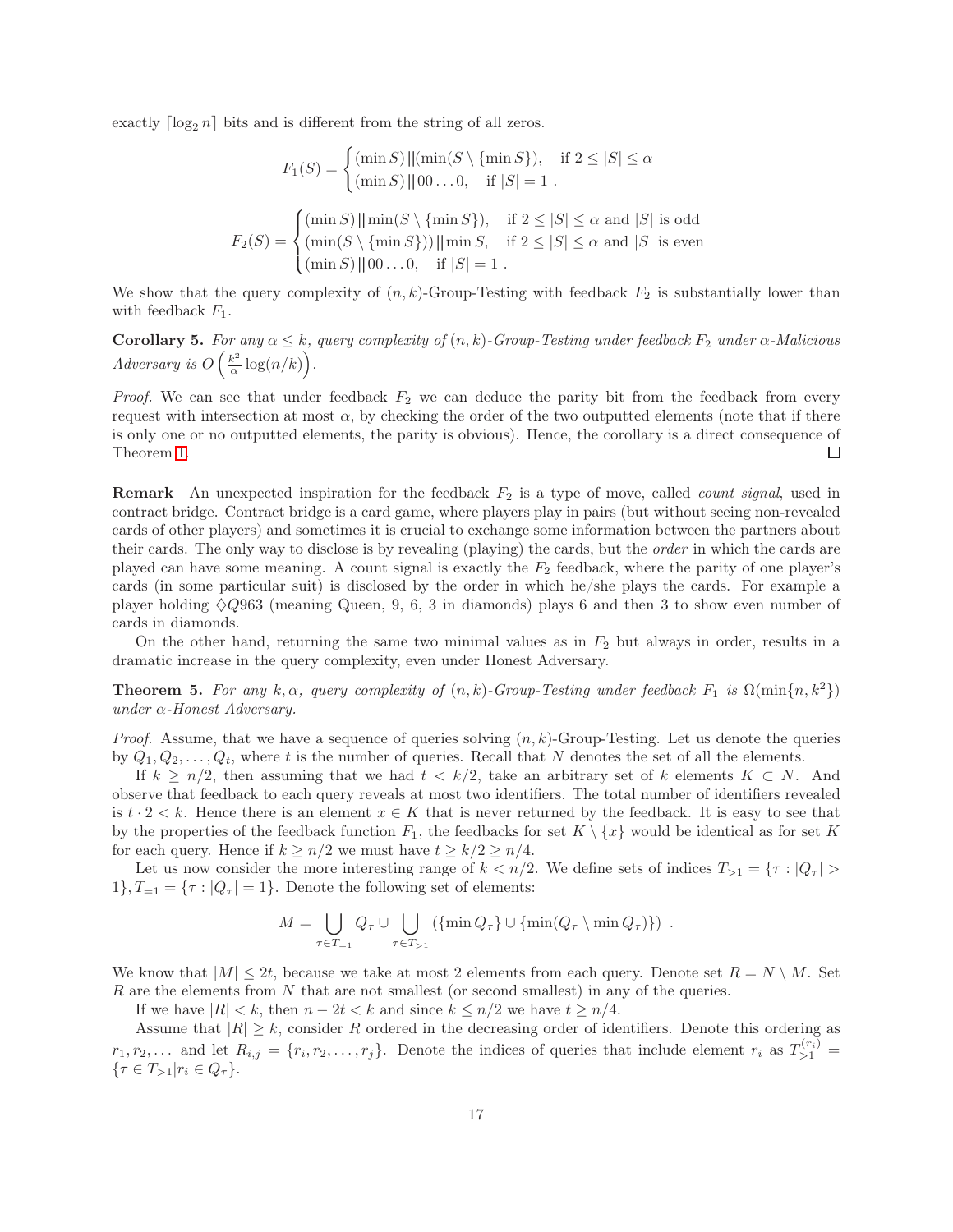exactly $\lceil \log_2 n \rceil$ bits and is different from the string of all zeros.

$$F_1(S) = \begin{cases} (\min S) \,||(\min(S \setminus \{\min S\}), & \text{if } 2 \leq |S| \leq \alpha \\ (\min S) \,|| \, 00\ldots 0, & \text{if } |S| = 1 \;. \end{cases}$$

$$F_2(S) = \begin{cases} (\min S) \,|| \min(S \setminus \{\min S\}), & \text{if } 2 \leq |S| \leq \alpha \text{ and } |S| \text{ is odd} \\ (\min(S \setminus \{\min S\})) \,|| \min S, & \text{if } 2 \leq |S| \leq \alpha \text{ and } |S| \text{ is even} \\ (\min S) \,|| \, 00\ldots 0, & \text{if } |S| = 1 \;. \end{cases}$$

We show that the query complexity of $(n,k)$-Group-Testing with feedback $F_2$ is substantially lower than with feedback $F_1$.

**Corollary 5.** *For any $\alpha \leq k$, query complexity of $(n,k)$-Group-Testing under feedback $F_2$ under $\alpha$-Malicious Adversary is $O\left(\frac{k^2}{\alpha}\log(n/k)\right)$.*

*Proof.* We can see that under feedback $F_2$ we can deduce the parity bit from the feedback from every request with intersection at most $\alpha$, by checking the order of the two outputted elements (note that if there is only one or no outputted elements, the parity is obvious). Hence, the corollary is a direct consequence of Theorem 1. □

**Remark** An unexpected inspiration for the feedback $F_2$ is a type of move, called *count signal*, used in contract bridge. Contract bridge is a card game, where players play in pairs (but without seeing non-revealed cards of other players) and sometimes it is crucial to exchange some information between the partners about their cards. The only way to disclose is by revealing (playing) the cards, but the *order* in which the cards are played can have some meaning. A count signal is exactly the $F_2$ feedback, where the parity of one player's cards (in some particular suit) is disclosed by the order in which he/she plays the cards. For example a player holding $\diamondsuit Q963$ (meaning Queen, 9, 6, 3 in diamonds) plays 6 and then 3 to show even number of cards in diamonds.

On the other hand, returning the same two minimal values as in $F_2$ but always in order, results in a dramatic increase in the query complexity, even under Honest Adversary.

**Theorem 5.** *For any $k, \alpha$, query complexity of $(n,k)$-Group-Testing under feedback $F_1$ is $\Omega(\min\{n, k^2\})$ under $\alpha$-Honest Adversary.*

*Proof.* Assume, that we have a sequence of queries solving $(n,k)$-Group-Testing. Let us denote the queries by $Q_1, Q_2, \ldots, Q_t$, where $t$ is the number of queries. Recall that $N$ denotes the set of all the elements.

If $k \geq n/2$, then assuming that we had $t < k/2$, take an arbitrary set of $k$ elements $K \subset N$. And observe that feedback to each query reveals at most two identifiers. The total number of identifiers revealed is $t \cdot 2 < k$. Hence there is an element $x \in K$ that is never returned by the feedback. It is easy to see that by the properties of the feedback function $F_1$, the feedbacks for set $K \setminus \{x\}$ would be identical as for set $K$ for each query. Hence if $k \geq n/2$ we must have $t \geq k/2 \geq n/4$.

Let us now consider the more interesting range of $k < n/2$. We define sets of indices $T_{>1} = \{\tau : |Q_\tau| > 1\}, T_{=1} = \{\tau : |Q_\tau| = 1\}$. Denote the following set of elements:

$$M = \bigcup_{\tau \in T_{=1}} Q_\tau \cup \bigcup_{\tau \in T_{>1}} \left(\{\min Q_\tau\} \cup \{\min(Q_\tau \setminus \min Q_\tau)\}\right) \;.$$

We know that $|M| \leq 2t$, because we take at most 2 elements from each query. Denote set $R = N \setminus M$. Set $R$ are the elements from $N$ that are not smallest (or second smallest) in any of the queries.

If we have $|R| < k$, then $n - 2t < k$ and since $k \leq n/2$ we have $t \geq n/4$.

Assume that $|R| \geq k$, consider $R$ ordered in the decreasing order of identifiers. Denote this ordering as $r_1, r_2, \ldots$ and let $R_{i,j} = \{r_i, r_2, \ldots, r_j\}$. Denote the indices of queries that include element $r_i$ as $T_{>1}^{(r_i)} = \{\tau \in T_{>1} | r_i \in Q_\tau\}$.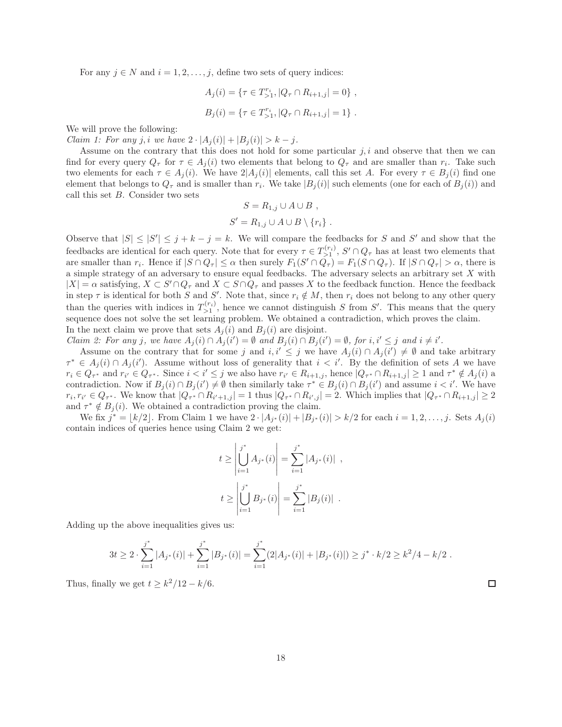For any $j \in N$ and $i = 1, 2, \ldots, j$, define two sets of query indices:

$$A_j(i) = \{\tau \in T_{>1}^{r_i}, |Q_\tau \cap R_{i+1,j}| = 0\} ,$$

$$B_j(i) = \{\tau \in T_{>1}^{r_i}, |Q_\tau \cap R_{i+1,j}| = 1\} .$$

We will prove the following:

*Claim 1: For any $j, i$ we have $2 \cdot |A_j(i)| + |B_j(i)| > k - j$.*

Assume on the contrary that this does not hold for some particular $j, i$ and observe that then we can find for every query $Q_\tau$ for $\tau \in A_j(i)$ two elements that belong to $Q_\tau$ and are smaller than $r_i$. Take such two elements for each $\tau \in A_j(i)$. We have $2|A_j(i)|$ elements, call this set $A$. For every $\tau \in B_j(i)$ find one element that belongs to $Q_\tau$ and is smaller than $r_i$. We take $|B_j(i)|$ such elements (one for each of $B_j(i)$) and call this set $B$. Consider two sets

$$S = R_{1,j} \cup A \cup B ,$$

$$S' = R_{1,j} \cup A \cup B \setminus \{r_i\} .$$

Observe that $|S| \le |S'| \le j + k - j = k$. We will compare the feedbacks for $S$ and $S'$ and show that the feedbacks are identical for each query. Note that for every $\tau \in T_{>1}^{(r_i)}$, $S' \cap Q_\tau$ has at least two elements that are smaller than $r_i$. Hence if $|S \cap Q_\tau| \le \alpha$ then surely $F_1(S' \cap Q_\tau) = F_1(S \cap Q_\tau)$. If $|S \cap Q_\tau| > \alpha$, there is a simple strategy of an adversary to ensure equal feedbacks. The adversary selects an arbitrary set $X$ with $|X| = \alpha$ satisfying, $X \subset S' \cap Q_\tau$ and $X \subset S \cap Q_\tau$ and passes $X$ to the feedback function. Hence the feedback in step $\tau$ is identical for both $S$ and $S'$. Note that, since $r_i \notin M$, then $r_i$ does not belong to any other query than the queries with indices in $T_{>1}^{(r_i)}$, hence we cannot distinguish $S$ from $S'$. This means that the query sequence does not solve the set learning problem. We obtained a contradiction, which proves the claim.

In the next claim we prove that sets $A_j(i)$ and $B_j(i)$ are disjoint.

*Claim 2: For any $j$, we have $A_j(i) \cap A_j(i') = \emptyset$ and $B_j(i) \cap B_j(i') = \emptyset$, for $i, i' \le j$ and $i \ne i'$.*

Assume on the contrary that for some $j$ and $i, i' \le j$ we have $A_j(i) \cap A_j(i') \ne \emptyset$ and take arbitrary $\tau^* \in A_j(i) \cap A_j(i')$. Assume without loss of generality that $i < i'$. By the definition of sets $A$ we have $r_i \in Q_{\tau^*}$ and $r_{i'} \in Q_{\tau^*}$. Since $i < i' \le j$ we also have $r_{i'} \in R_{i+1,j}$, hence $|Q_{\tau^*} \cap R_{i+1,j}| \ge 1$ and $\tau^* \notin A_j(i)$ a contradiction. Now if $B_j(i) \cap B_j(i') \ne \emptyset$ then similarly take $\tau^* \in B_j(i) \cap B_j(i')$ and assume $i < i'$. We have $r_i, r_{i'} \in Q_{\tau^*}$. We know that $|Q_{\tau^*} \cap R_{i'+1,j}| = 1$ thus $|Q_{\tau^*} \cap R_{i',j}| = 2$. Which implies that $|Q_{\tau^*} \cap R_{i+1,j}| \ge 2$ and $\tau^* \notin B_j(i)$. We obtained a contradiction proving the claim.

We fix $j^* = \lfloor k/2 \rfloor$. From Claim 1 we have $2 \cdot |A_{j^*}(i)| + |B_{j^*}(i)| > k/2$ for each $i = 1, 2, \ldots, j$. Sets $A_j(i)$ contain indices of queries hence using Claim 2 we get:

$$t \ge \left| \bigcup_{i=1}^{j^*} A_{j^*}(i) \right| = \sum_{i=1}^{j^*} |A_{j^*}(i)| \ ,$$

$$t \ge \left| \bigcup_{i=1}^{j^*} B_{j^*}(i) \right| = \sum_{i=1}^{j^*} |B_j(i)| \ .$$

Adding up the above inequalities gives us:

$$3t \ge 2 \cdot \sum_{i=1}^{j^*} |A_{j^*}(i)| + \sum_{i=1}^{j^*} |B_{j^*}(i)| = \sum_{i=1}^{j^*} (2|A_{j^*}(i)| + |B_{j^*}(i)|) \ge j^* \cdot k/2 \ge k^2/4 - k/2 \ .$$

Thus, finally we get $t \ge k^2/12 - k/6$. □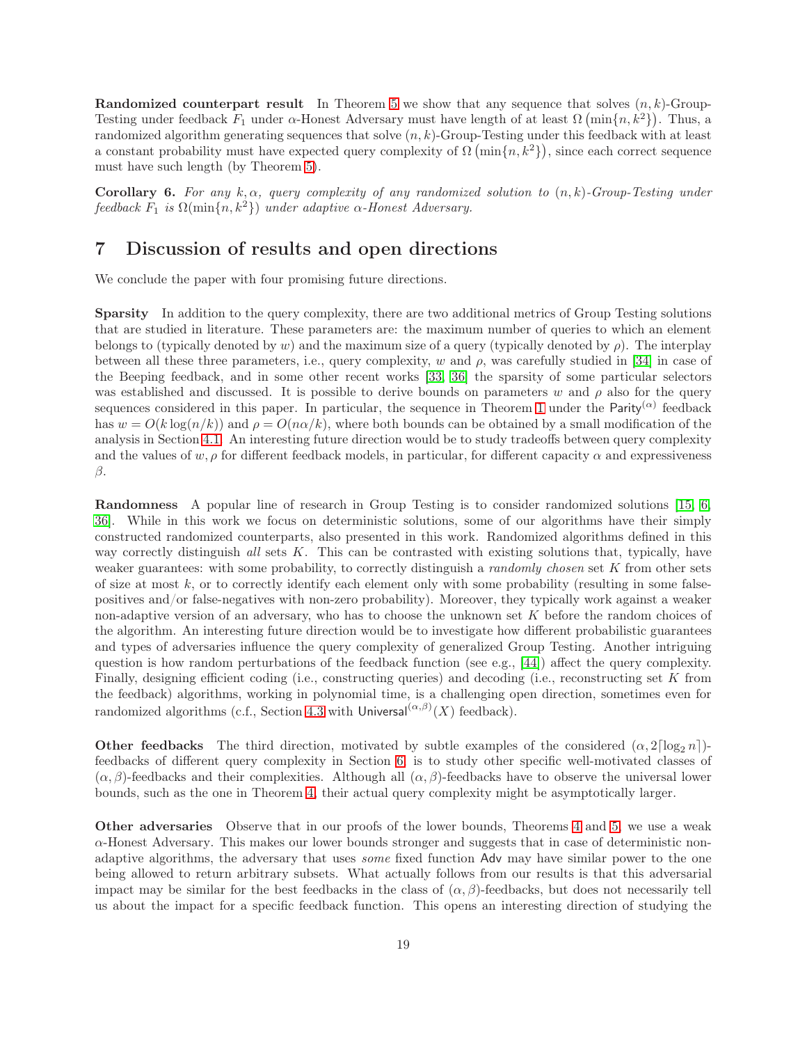**Randomized counterpart result** In Theorem 5 we show that any sequence that solves $(n, k)$-Group-Testing under feedback $F_1$ under $\alpha$-Honest Adversary must have length of at least $\Omega\left(\min\{n, k^2\}\right)$. Thus, a randomized algorithm generating sequences that solve $(n, k)$-Group-Testing under this feedback with at least a constant probability must have expected query complexity of $\Omega\left(\min\{n, k^2\}\right)$, since each correct sequence must have such length (by Theorem 5).

**Corollary 6.** *For any $k, \alpha$, query complexity of any randomized solution to $(n, k)$-Group-Testing under feedback $F_1$ is $\Omega(\min\{n, k^2\})$ under adaptive $\alpha$-Honest Adversary.*

# 7 Discussion of results and open directions

We conclude the paper with four promising future directions.

**Sparsity** In addition to the query complexity, there are two additional metrics of Group Testing solutions that are studied in literature. These parameters are: the maximum number of queries to which an element belongs to (typically denoted by $w$) and the maximum size of a query (typically denoted by $\rho$). The interplay between all these three parameters, i.e., query complexity, $w$ and $\rho$, was carefully studied in [34] in case of the Beeping feedback, and in some other recent works [33, 36] the sparsity of some particular selectors was established and discussed. It is possible to derive bounds on parameters $w$ and $\rho$ also for the query sequences considered in this paper. In particular, the sequence in Theorem 1 under the $\mathsf{Parity}^{(\alpha)}$ feedback has $w = O(k \log(n/k))$ and $\rho = O(n\alpha/k)$, where both bounds can be obtained by a small modification of the analysis in Section 4.1. An interesting future direction would be to study tradeoffs between query complexity and the values of $w, \rho$ for different feedback models, in particular, for different capacity $\alpha$ and expressiveness $\beta$.

**Randomness** A popular line of research in Group Testing is to consider randomized solutions [15, 6, 36]. While in this work we focus on deterministic solutions, some of our algorithms have their simply constructed randomized counterparts, also presented in this work. Randomized algorithms defined in this way correctly distinguish *all* sets $K$. This can be contrasted with existing solutions that, typically, have weaker guarantees: with some probability, to correctly distinguish a *randomly chosen* set $K$ from other sets of size at most $k$, or to correctly identify each element only with some probability (resulting in some false-positives and/or false-negatives with non-zero probability). Moreover, they typically work against a weaker non-adaptive version of an adversary, who has to choose the unknown set $K$ before the random choices of the algorithm. An interesting future direction would be to investigate how different probabilistic guarantees and types of adversaries influence the query complexity of generalized Group Testing. Another intriguing question is how random perturbations of the feedback function (see e.g., [44]) affect the query complexity. Finally, designing efficient coding (i.e., constructing queries) and decoding (i.e., reconstructing set $K$ from the feedback) algorithms, working in polynomial time, is a challenging open direction, sometimes even for randomized algorithms (c.f., Section 4.3 with $\mathsf{Universal}^{(\alpha,\beta)}(X)$ feedback).

**Other feedbacks** The third direction, motivated by subtle examples of the considered $(\alpha, 2\lceil\log_2 n\rceil)$-feedbacks of different query complexity in Section 6, is to study other specific well-motivated classes of $(\alpha, \beta)$-feedbacks and their complexities. Although all $(\alpha, \beta)$-feedbacks have to observe the universal lower bounds, such as the one in Theorem 4, their actual query complexity might be asymptotically larger.

**Other adversaries** Observe that in our proofs of the lower bounds, Theorems 4 and 5, we use a weak $\alpha$-Honest Adversary. This makes our lower bounds stronger and suggests that in case of deterministic non-adaptive algorithms, the adversary that uses *some* fixed function $\mathsf{Adv}$ may have similar power to the one being allowed to return arbitrary subsets. What actually follows from our results is that this adversarial impact may be similar for the best feedbacks in the class of $(\alpha, \beta)$-feedbacks, but does not necessarily tell us about the impact for a specific feedback function. This opens an interesting direction of studying the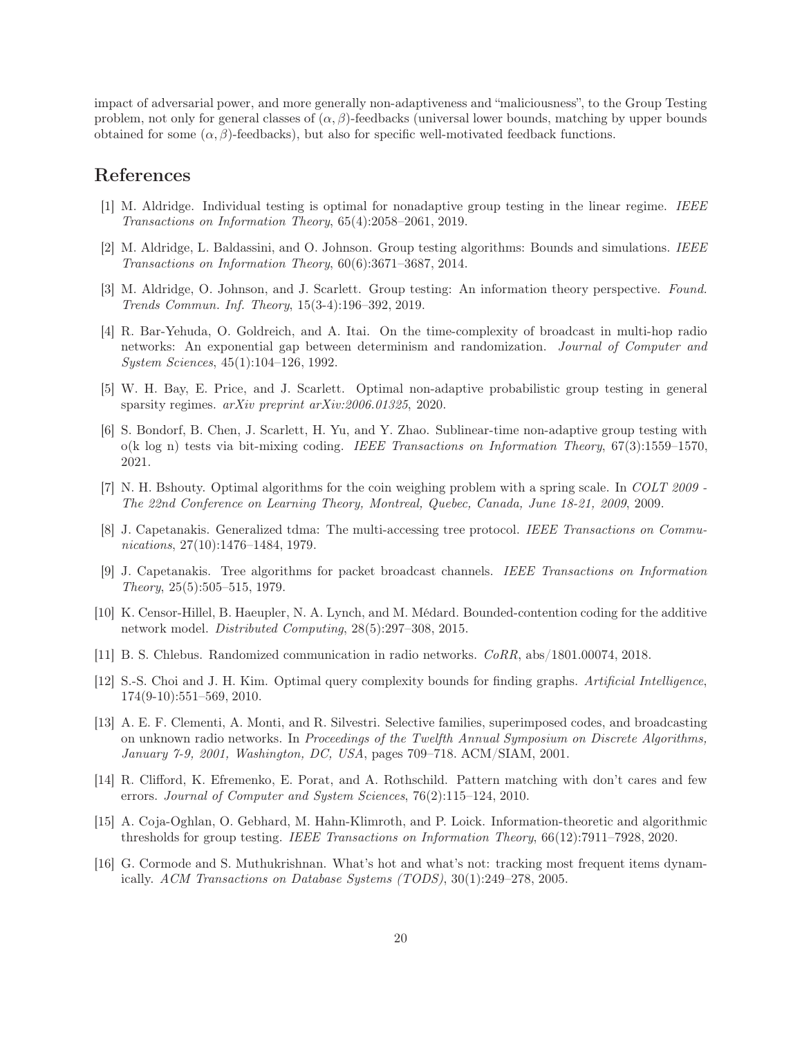impact of adversarial power, and more generally non-adaptiveness and "maliciousness", to the Group Testing problem, not only for general classes of $(\alpha, \beta)$-feedbacks (universal lower bounds, matching by upper bounds obtained for some $(\alpha, \beta)$-feedbacks), but also for specific well-motivated feedback functions.

## References

[1] M. Aldridge. Individual testing is optimal for nonadaptive group testing in the linear regime. *IEEE Transactions on Information Theory*, 65(4):2058–2061, 2019.

[2] M. Aldridge, L. Baldassini, and O. Johnson. Group testing algorithms: Bounds and simulations. *IEEE Transactions on Information Theory*, 60(6):3671–3687, 2014.

[3] M. Aldridge, O. Johnson, and J. Scarlett. Group testing: An information theory perspective. *Found. Trends Commun. Inf. Theory*, 15(3-4):196–392, 2019.

[4] R. Bar-Yehuda, O. Goldreich, and A. Itai. On the time-complexity of broadcast in multi-hop radio networks: An exponential gap between determinism and randomization. *Journal of Computer and System Sciences*, 45(1):104–126, 1992.

[5] W. H. Bay, E. Price, and J. Scarlett. Optimal non-adaptive probabilistic group testing in general sparsity regimes. *arXiv preprint arXiv:2006.01325*, 2020.

[6] S. Bondorf, B. Chen, J. Scarlett, H. Yu, and Y. Zhao. Sublinear-time non-adaptive group testing with o(k log n) tests via bit-mixing coding. *IEEE Transactions on Information Theory*, 67(3):1559–1570, 2021.

[7] N. H. Bshouty. Optimal algorithms for the coin weighing problem with a spring scale. In *COLT 2009 - The 22nd Conference on Learning Theory, Montreal, Quebec, Canada, June 18-21, 2009*, 2009.

[8] J. Capetanakis. Generalized tdma: The multi-accessing tree protocol. *IEEE Transactions on Communications*, 27(10):1476–1484, 1979.

[9] J. Capetanakis. Tree algorithms for packet broadcast channels. *IEEE Transactions on Information Theory*, 25(5):505–515, 1979.

[10] K. Censor-Hillel, B. Haeupler, N. A. Lynch, and M. Médard. Bounded-contention coding for the additive network model. *Distributed Computing*, 28(5):297–308, 2015.

[11] B. S. Chlebus. Randomized communication in radio networks. *CoRR*, abs/1801.00074, 2018.

[12] S.-S. Choi and J. H. Kim. Optimal query complexity bounds for finding graphs. *Artificial Intelligence*, 174(9-10):551–569, 2010.

[13] A. E. F. Clementi, A. Monti, and R. Silvestri. Selective families, superimposed codes, and broadcasting on unknown radio networks. In *Proceedings of the Twelfth Annual Symposium on Discrete Algorithms, January 7-9, 2001, Washington, DC, USA*, pages 709–718. ACM/SIAM, 2001.

[14] R. Clifford, K. Efremenko, E. Porat, and A. Rothschild. Pattern matching with don't cares and few errors. *Journal of Computer and System Sciences*, 76(2):115–124, 2010.

[15] A. Coja-Oghlan, O. Gebhard, M. Hahn-Klimroth, and P. Loick. Information-theoretic and algorithmic thresholds for group testing. *IEEE Transactions on Information Theory*, 66(12):7911–7928, 2020.

[16] G. Cormode and S. Muthukrishnan. What's hot and what's not: tracking most frequent items dynamically. *ACM Transactions on Database Systems (TODS)*, 30(1):249–278, 2005.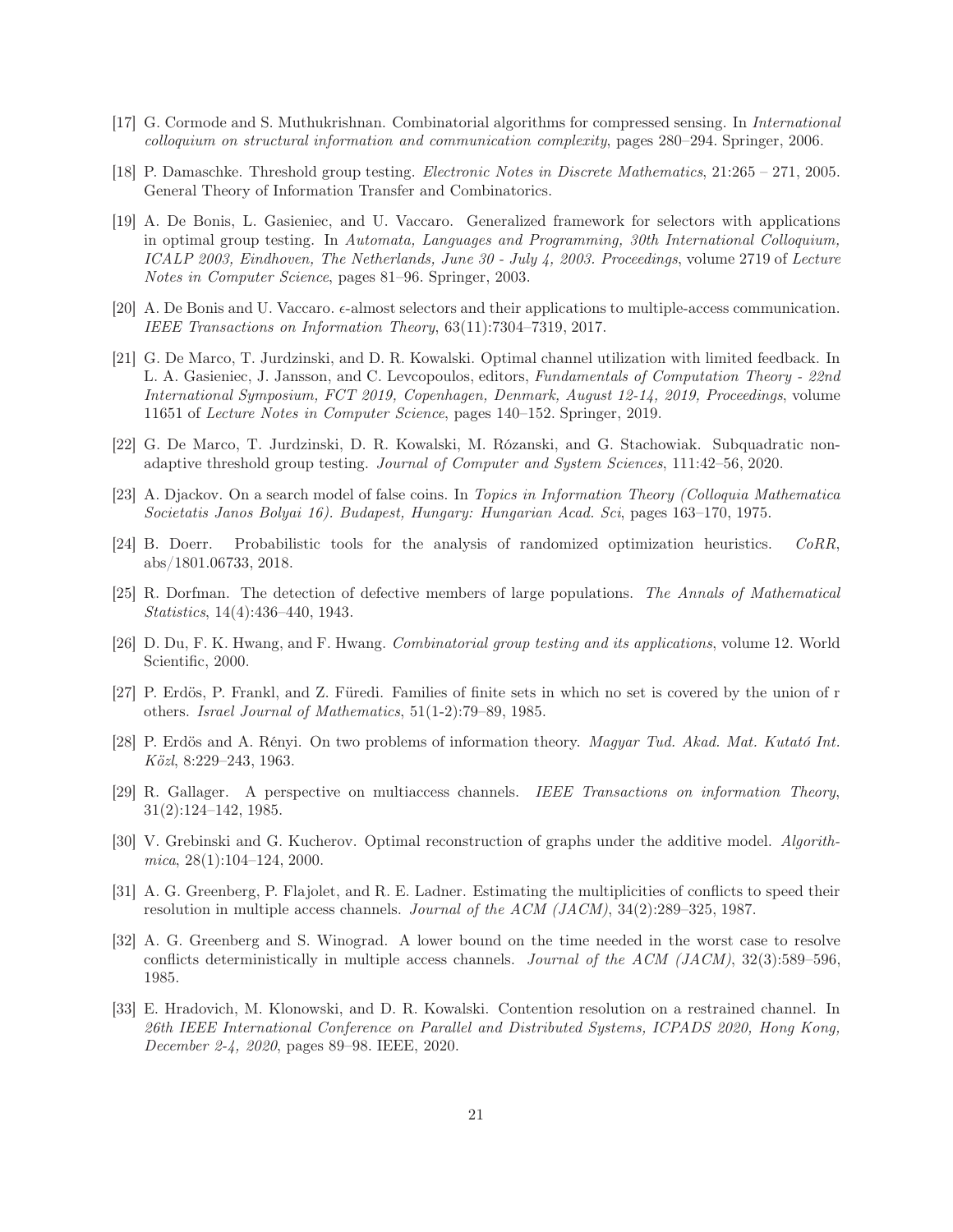[17] G. Cormode and S. Muthukrishnan. Combinatorial algorithms for compressed sensing. In *International colloquium on structural information and communication complexity*, pages 280–294. Springer, 2006.

[18] P. Damaschke. Threshold group testing. *Electronic Notes in Discrete Mathematics*, 21:265 – 271, 2005. General Theory of Information Transfer and Combinatorics.

[19] A. De Bonis, L. Gasieniec, and U. Vaccaro. Generalized framework for selectors with applications in optimal group testing. In *Automata, Languages and Programming, 30th International Colloquium, ICALP 2003, Eindhoven, The Netherlands, June 30 - July 4, 2003. Proceedings*, volume 2719 of *Lecture Notes in Computer Science*, pages 81–96. Springer, 2003.

[20] A. De Bonis and U. Vaccaro. $\epsilon$-almost selectors and their applications to multiple-access communication. *IEEE Transactions on Information Theory*, 63(11):7304–7319, 2017.

[21] G. De Marco, T. Jurdzinski, and D. R. Kowalski. Optimal channel utilization with limited feedback. In L. A. Gasieniec, J. Jansson, and C. Levcopoulos, editors, *Fundamentals of Computation Theory - 22nd International Symposium, FCT 2019, Copenhagen, Denmark, August 12-14, 2019, Proceedings*, volume 11651 of *Lecture Notes in Computer Science*, pages 140–152. Springer, 2019.

[22] G. De Marco, T. Jurdzinski, D. R. Kowalski, M. Rózanski, and G. Stachowiak. Subquadratic non-adaptive threshold group testing. *Journal of Computer and System Sciences*, 111:42–56, 2020.

[23] A. Djackov. On a search model of false coins. In *Topics in Information Theory (Colloquia Mathematica Societatis Janos Bolyai 16). Budapest, Hungary: Hungarian Acad. Sci*, pages 163–170, 1975.

[24] B. Doerr. Probabilistic tools for the analysis of randomized optimization heuristics. *CoRR*, abs/1801.06733, 2018.

[25] R. Dorfman. The detection of defective members of large populations. *The Annals of Mathematical Statistics*, 14(4):436–440, 1943.

[26] D. Du, F. K. Hwang, and F. Hwang. *Combinatorial group testing and its applications*, volume 12. World Scientific, 2000.

[27] P. Erdös, P. Frankl, and Z. Füredi. Families of finite sets in which no set is covered by the union of r others. *Israel Journal of Mathematics*, 51(1-2):79–89, 1985.

[28] P. Erdös and A. Rényi. On two problems of information theory. *Magyar Tud. Akad. Mat. Kutató Int. Közl*, 8:229–243, 1963.

[29] R. Gallager. A perspective on multiaccess channels. *IEEE Transactions on information Theory*, 31(2):124–142, 1985.

[30] V. Grebinski and G. Kucherov. Optimal reconstruction of graphs under the additive model. *Algorithmica*, 28(1):104–124, 2000.

[31] A. G. Greenberg, P. Flajolet, and R. E. Ladner. Estimating the multiplicities of conflicts to speed their resolution in multiple access channels. *Journal of the ACM (JACM)*, 34(2):289–325, 1987.

[32] A. G. Greenberg and S. Winograd. A lower bound on the time needed in the worst case to resolve conflicts deterministically in multiple access channels. *Journal of the ACM (JACM)*, 32(3):589–596, 1985.

[33] E. Hradovich, M. Klonowski, and D. R. Kowalski. Contention resolution on a restrained channel. In *26th IEEE International Conference on Parallel and Distributed Systems, ICPADS 2020, Hong Kong, December 2-4, 2020*, pages 89–98. IEEE, 2020.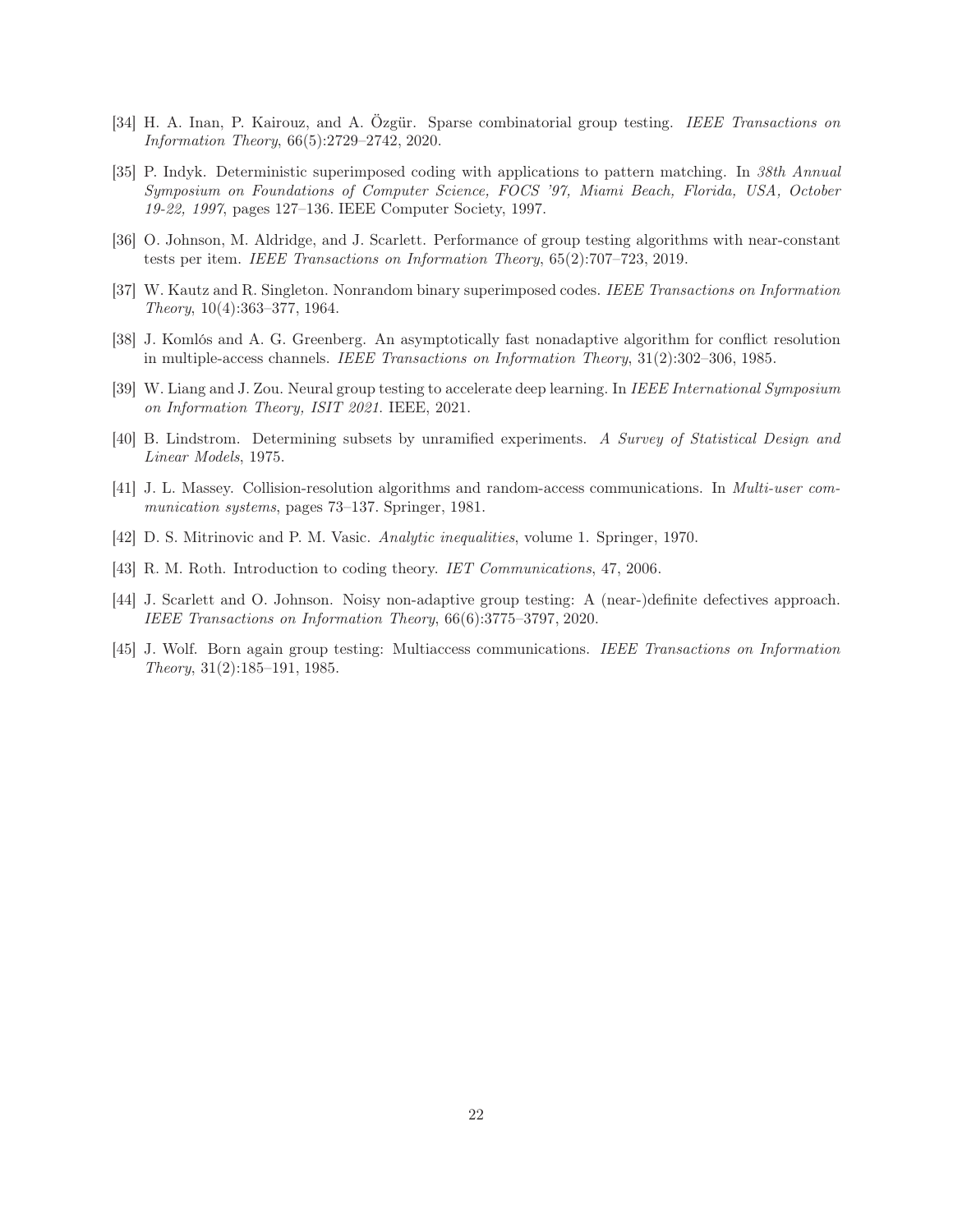[34] H. A. Inan, P. Kairouz, and A. Özgür. Sparse combinatorial group testing. *IEEE Transactions on Information Theory*, 66(5):2729–2742, 2020.

[35] P. Indyk. Deterministic superimposed coding with applications to pattern matching. In *38th Annual Symposium on Foundations of Computer Science, FOCS '97, Miami Beach, Florida, USA, October 19-22, 1997*, pages 127–136. IEEE Computer Society, 1997.

[36] O. Johnson, M. Aldridge, and J. Scarlett. Performance of group testing algorithms with near-constant tests per item. *IEEE Transactions on Information Theory*, 65(2):707–723, 2019.

[37] W. Kautz and R. Singleton. Nonrandom binary superimposed codes. *IEEE Transactions on Information Theory*, 10(4):363–377, 1964.

[38] J. Komlós and A. G. Greenberg. An asymptotically fast nonadaptive algorithm for conflict resolution in multiple-access channels. *IEEE Transactions on Information Theory*, 31(2):302–306, 1985.

[39] W. Liang and J. Zou. Neural group testing to accelerate deep learning. In *IEEE International Symposium on Information Theory, ISIT 2021*. IEEE, 2021.

[40] B. Lindstrom. Determining subsets by unramified experiments. *A Survey of Statistical Design and Linear Models*, 1975.

[41] J. L. Massey. Collision-resolution algorithms and random-access communications. In *Multi-user communication systems*, pages 73–137. Springer, 1981.

[42] D. S. Mitrinovic and P. M. Vasic. *Analytic inequalities*, volume 1. Springer, 1970.

[43] R. M. Roth. Introduction to coding theory. *IET Communications*, 47, 2006.

[44] J. Scarlett and O. Johnson. Noisy non-adaptive group testing: A (near-)definite defectives approach. *IEEE Transactions on Information Theory*, 66(6):3775–3797, 2020.

[45] J. Wolf. Born again group testing: Multiaccess communications. *IEEE Transactions on Information Theory*, 31(2):185–191, 1985.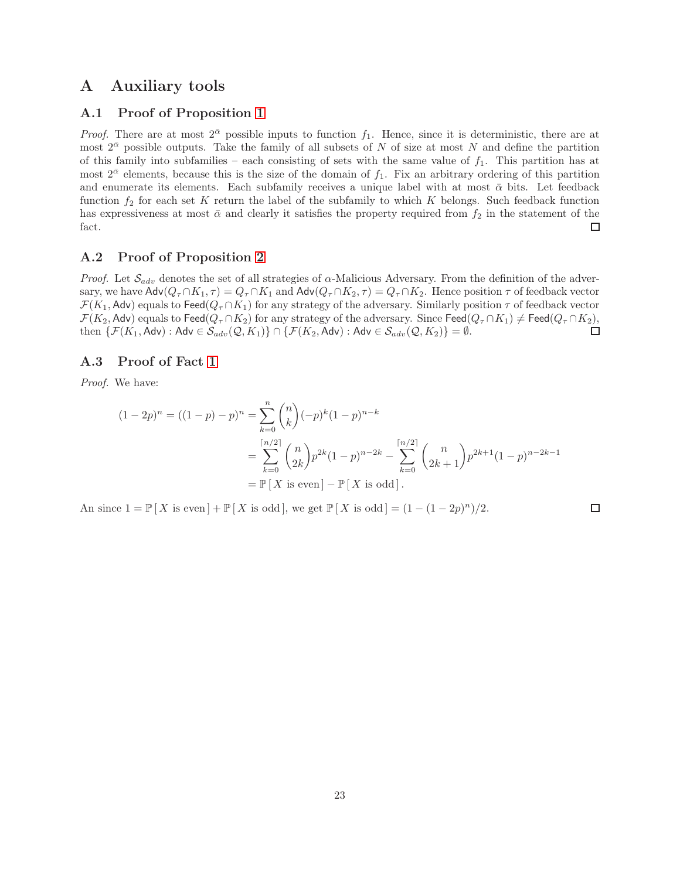# A Auxiliary tools

## A.1 Proof of Proposition 1

*Proof.* There are at most $2^{\bar{\alpha}}$ possible inputs to function $f_1$. Hence, since it is deterministic, there are at most $2^{\bar{\alpha}}$ possible outputs. Take the family of all subsets of $N$ of size at most $N$ and define the partition of this family into subfamilies – each consisting of sets with the same value of $f_1$. This partition has at most $2^{\bar{\alpha}}$ elements, because this is the size of the domain of $f_1$. Fix an arbitrary ordering of this partition and enumerate its elements. Each subfamily receives a unique label with at most $\bar{\alpha}$ bits. Let feedback function $f_2$ for each set $K$ return the label of the subfamily to which $K$ belongs. Such feedback function has expressiveness at most $\bar{\alpha}$ and clearly it satisfies the property required from $f_2$ in the statement of the fact. □

## A.2 Proof of Proposition 2

*Proof.* Let $\mathcal{S}_{adv}$ denotes the set of all strategies of $\alpha$-Malicious Adversary. From the definition of the adversary, we have $\mathsf{Adv}(Q_\tau \cap K_1, \tau) = Q_\tau \cap K_1$ and $\mathsf{Adv}(Q_\tau \cap K_2, \tau) = Q_\tau \cap K_2$. Hence position $\tau$ of feedback vector $\mathcal{F}(K_1, \mathsf{Adv})$ equals to $\mathsf{Feed}(Q_\tau \cap K_1)$ for any strategy of the adversary. Similarly position $\tau$ of feedback vector $\mathcal{F}(K_2, \mathsf{Adv})$ equals to $\mathsf{Feed}(Q_\tau \cap K_2)$ for any strategy of the adversary. Since $\mathsf{Feed}(Q_\tau \cap K_1) \neq \mathsf{Feed}(Q_\tau \cap K_2)$, then $\{\mathcal{F}(K_1, \mathsf{Adv}) : \mathsf{Adv} \in \mathcal{S}_{adv}(\mathcal{Q}, K_1)\} \cap \{\mathcal{F}(K_2, \mathsf{Adv}) : \mathsf{Adv} \in \mathcal{S}_{adv}(\mathcal{Q}, K_2)\} = \emptyset$. □

## A.3 Proof of Fact 1

*Proof.* We have:

$$
\begin{aligned}
(1-2p)^n = ((1-p)-p)^n &= \sum_{k=0}^{n} \binom{n}{k} (-p)^k (1-p)^{n-k} \\
&= \sum_{k=0}^{\lceil n/2 \rceil} \binom{n}{2k} p^{2k} (1-p)^{n-2k} - \sum_{k=0}^{\lceil n/2 \rceil} \binom{n}{2k+1} p^{2k+1} (1-p)^{n-2k-1} \\
&= \mathbb{P}\left[\, X \text{ is even} \,\right] - \mathbb{P}\left[\, X \text{ is odd} \,\right].
\end{aligned}
$$

An since $1 = \mathbb{P}\left[\, X \text{ is even} \,\right] + \mathbb{P}\left[\, X \text{ is odd} \,\right]$, we get $\mathbb{P}\left[\, X \text{ is odd} \,\right] = (1-(1-2p)^n)/2$. □